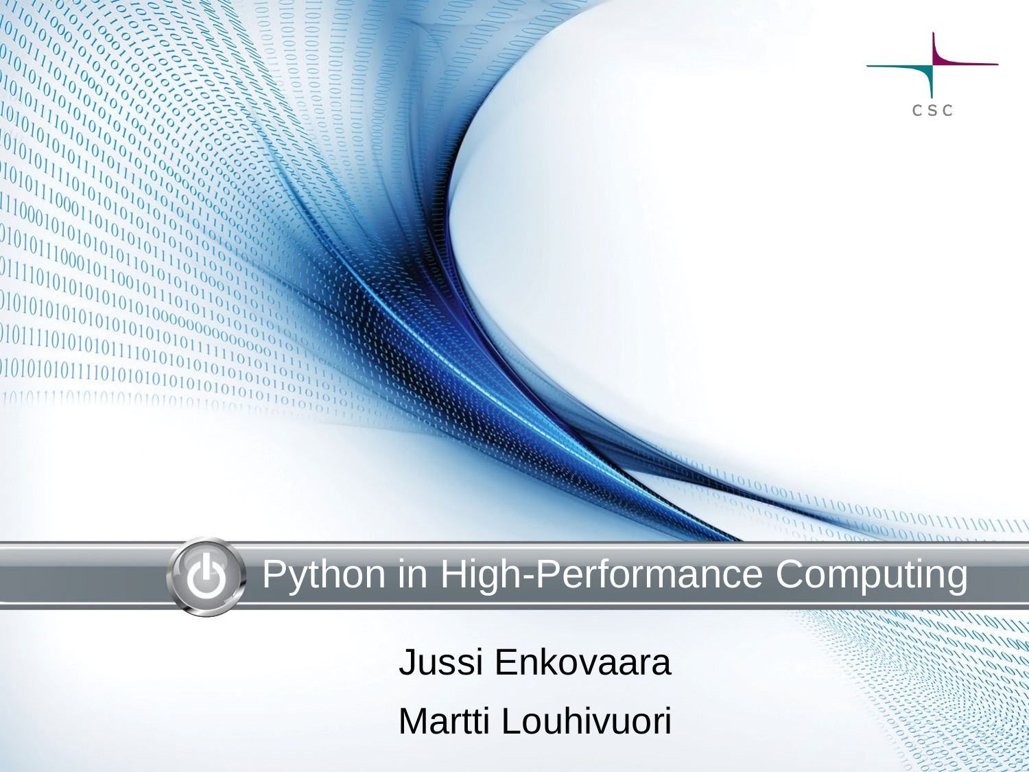# Python in High-Performance Computing

Jussi Enkovaara

Martti Louhivuori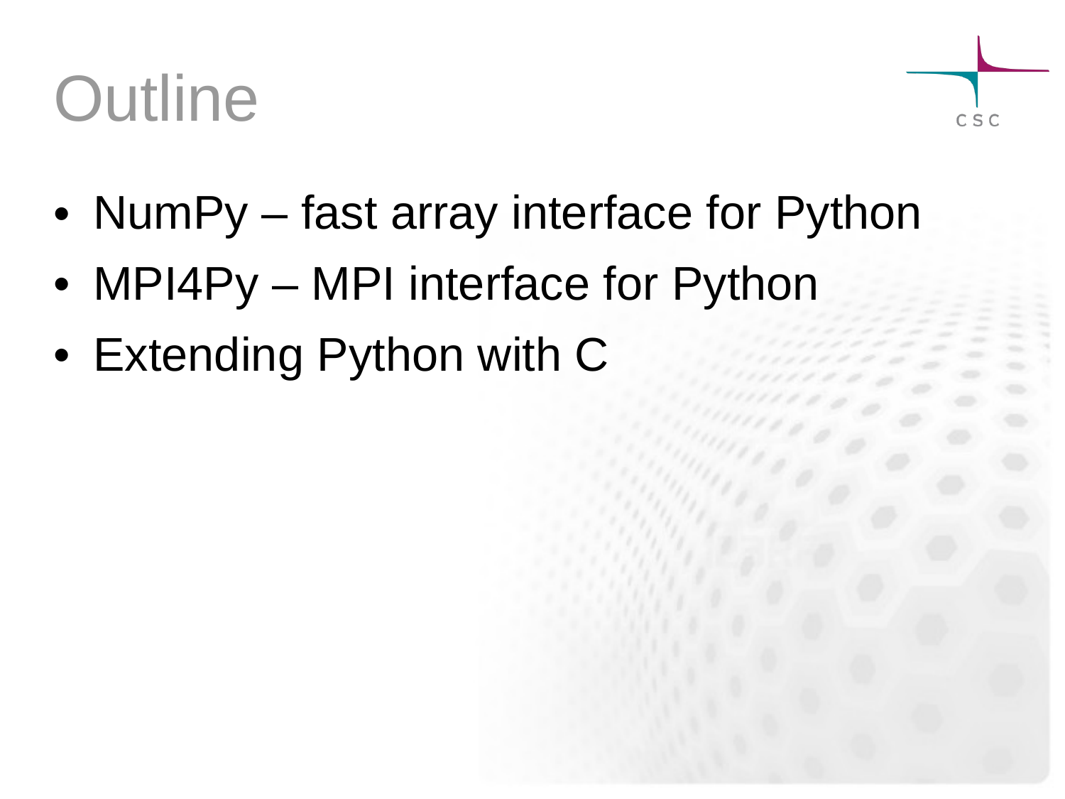# Outline

- NumPy – fast array interface for Python
- MPI4Py – MPI interface for Python
- Extending Python with C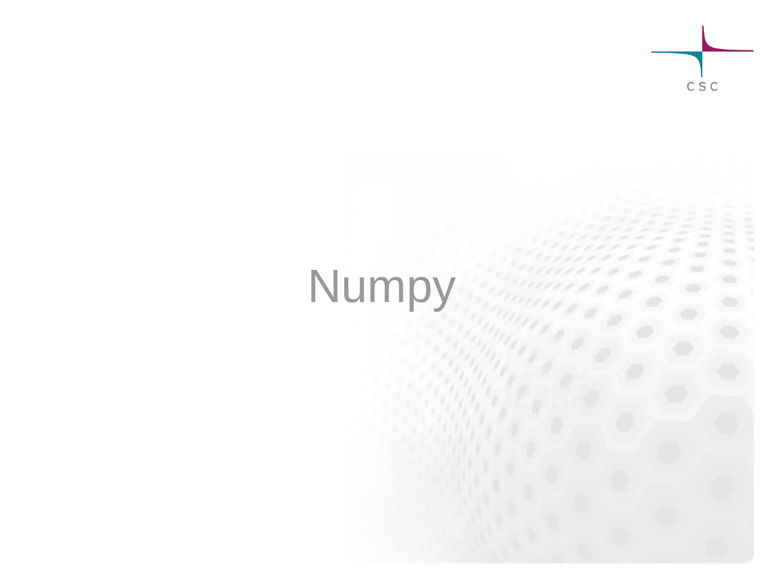# Numpy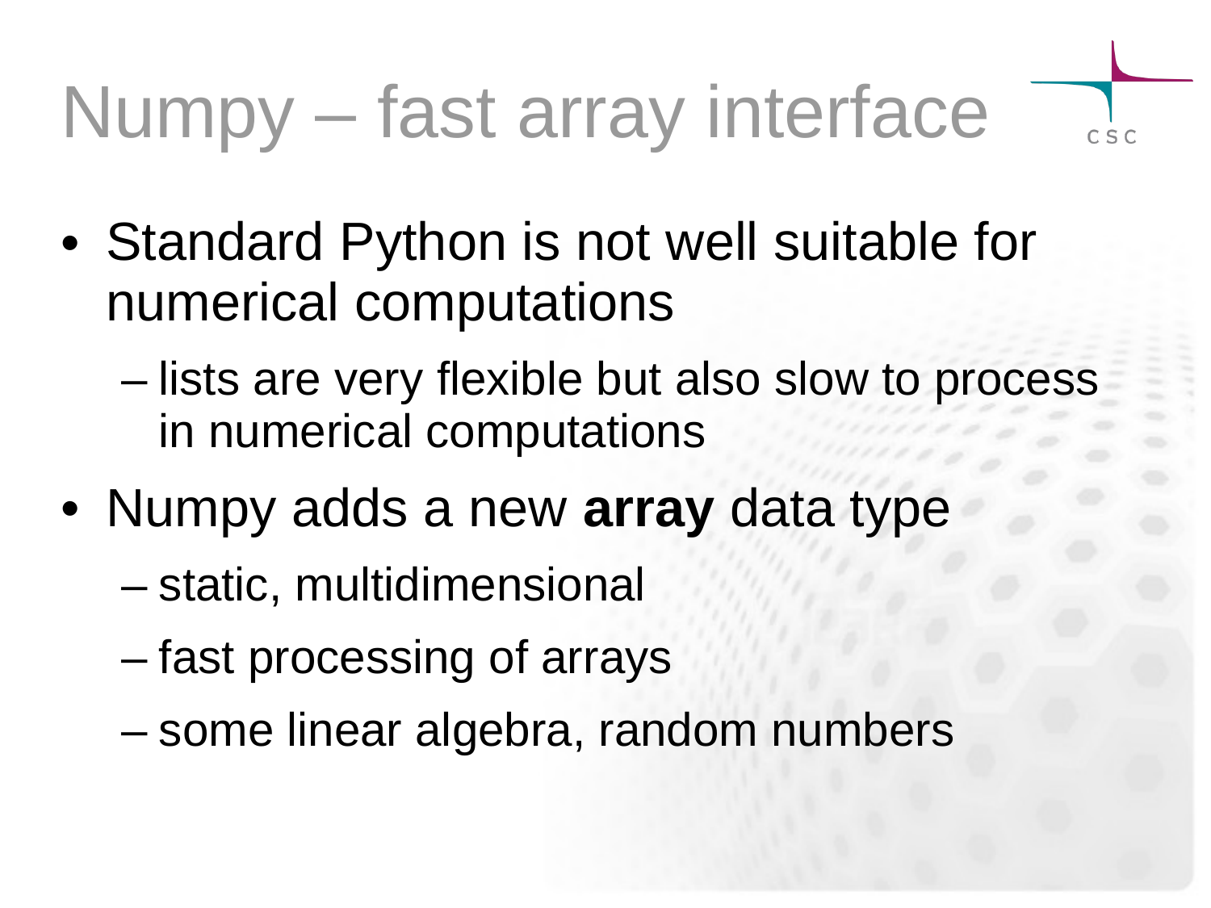# Numpy – fast array interface

- Standard Python is not well suitable for numerical computations
  - lists are very flexible but also slow to process in numerical computations
- Numpy adds a new **array** data type
  - static, multidimensional
  - fast processing of arrays
  - some linear algebra, random numbers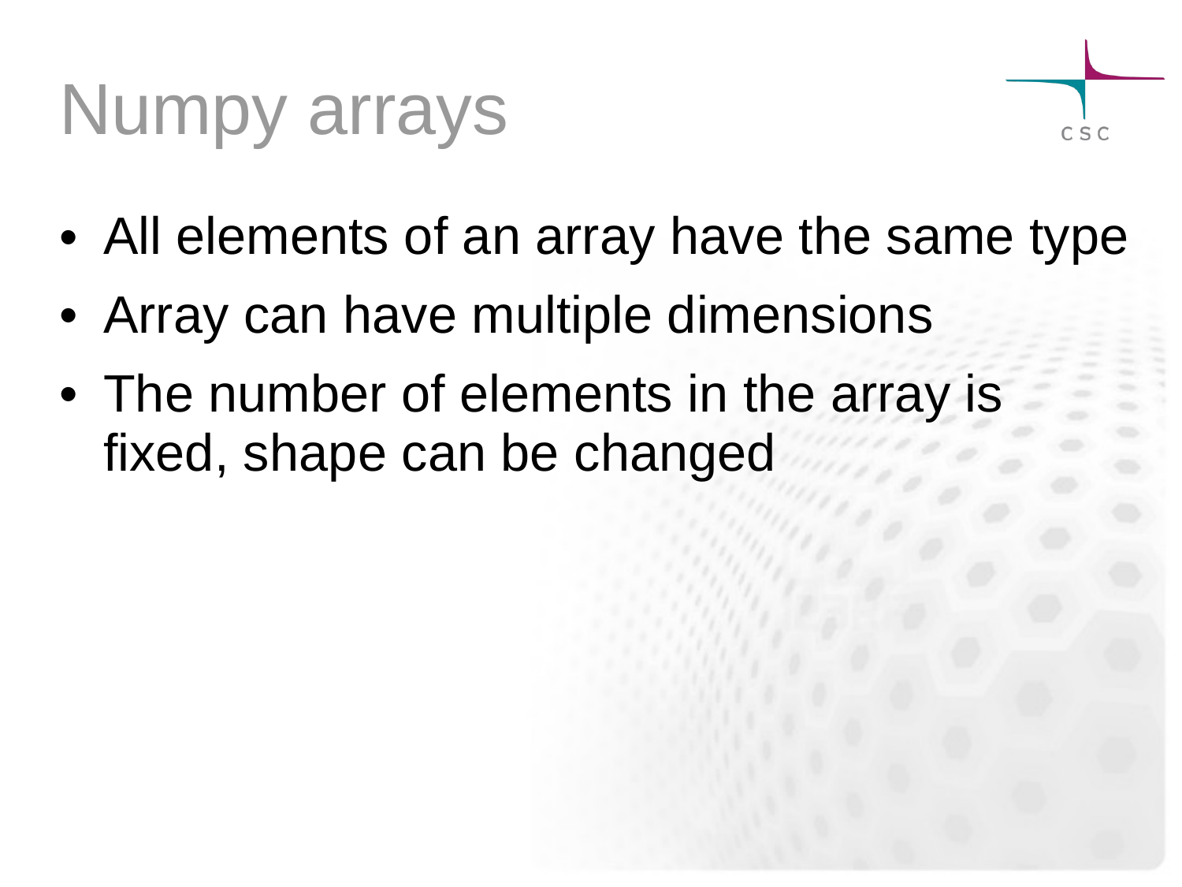# Numpy arrays

- All elements of an array have the same type
- Array can have multiple dimensions
- The number of elements in the array is fixed, shape can be changed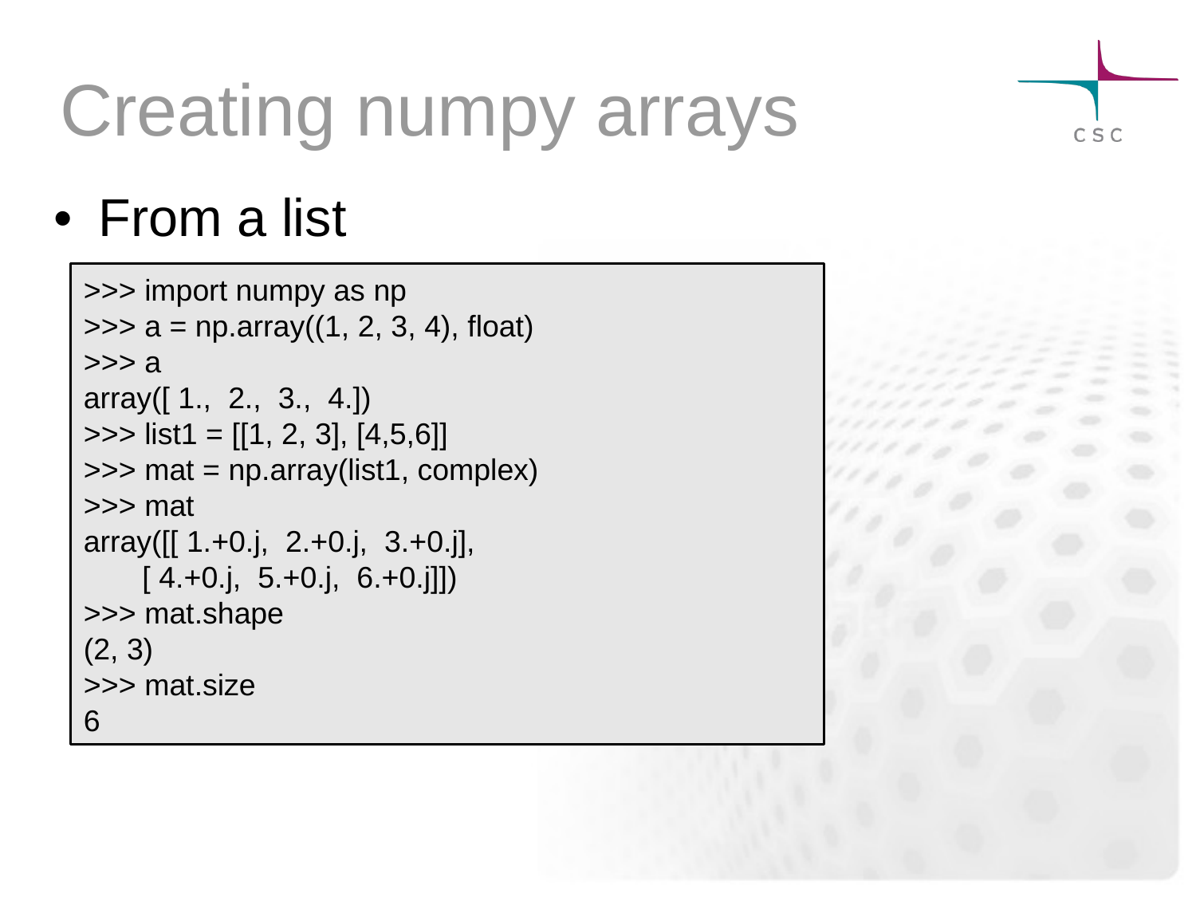# Creating numpy arrays

- From a list

```
>>> import numpy as np
>>> a = np.array((1, 2, 3, 4), float)
>>> a
array([ 1.,  2.,  3.,  4.])
>>> list1 = [[1, 2, 3], [4,5,6]]
>>> mat = np.array(list1, complex)
>>> mat
array([[ 1.+0.j,  2.+0.j,  3.+0.j],
       [ 4.+0.j,  5.+0.j,  6.+0.j]])
>>> mat.shape
(2, 3)
>>> mat.size
6
```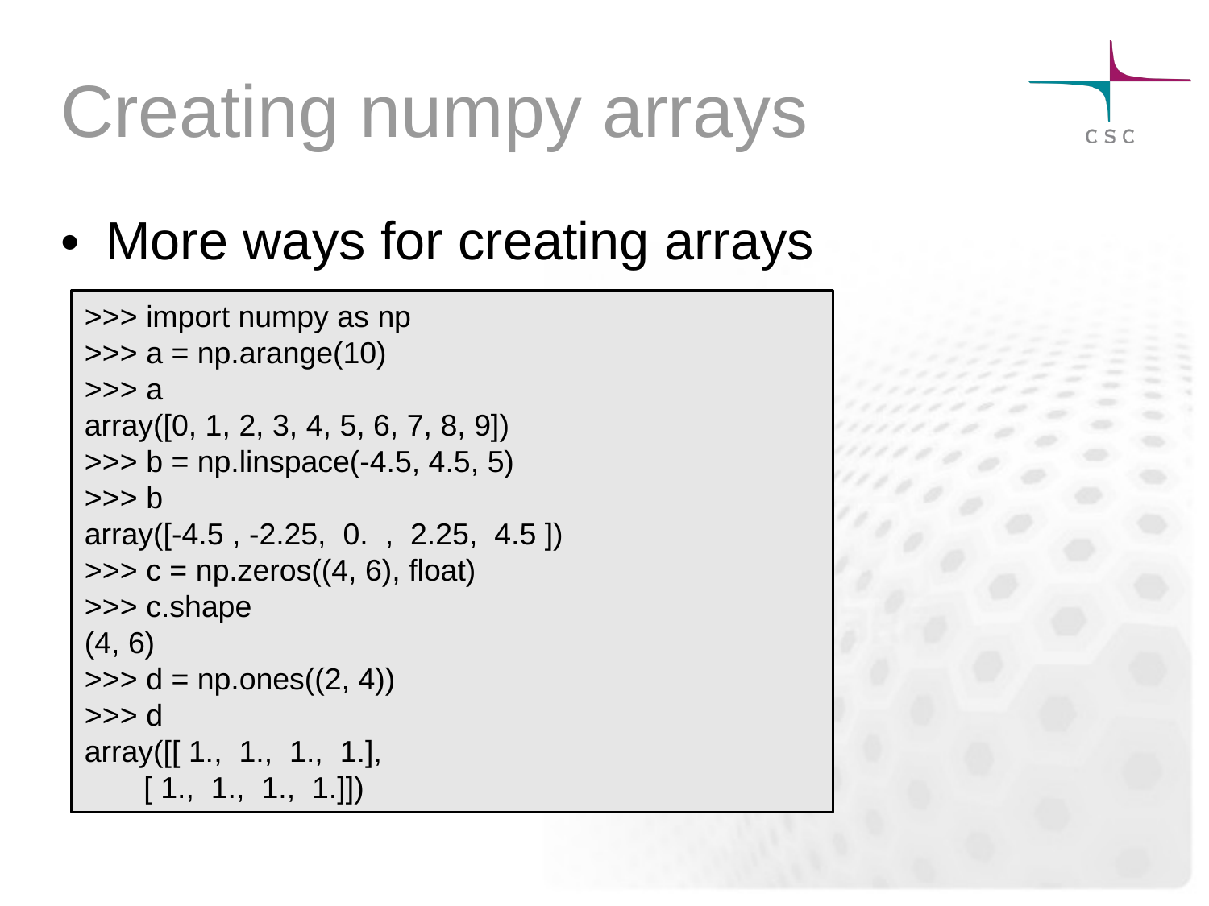# Creating numpy arrays

- More ways for creating arrays

```
>>> import numpy as np
>>> a = np.arange(10)
>>> a
array([0, 1, 2, 3, 4, 5, 6, 7, 8, 9])
>>> b = np.linspace(-4.5, 4.5, 5)
>>> b
array([-4.5 , -2.25,  0.  ,  2.25,  4.5 ])
>>> c = np.zeros((4, 6), float)
>>> c.shape
(4, 6)
>>> d = np.ones((2, 4))
>>> d
array([[ 1.,  1.,  1.,  1.],
       [ 1.,  1.,  1.,  1.]])
```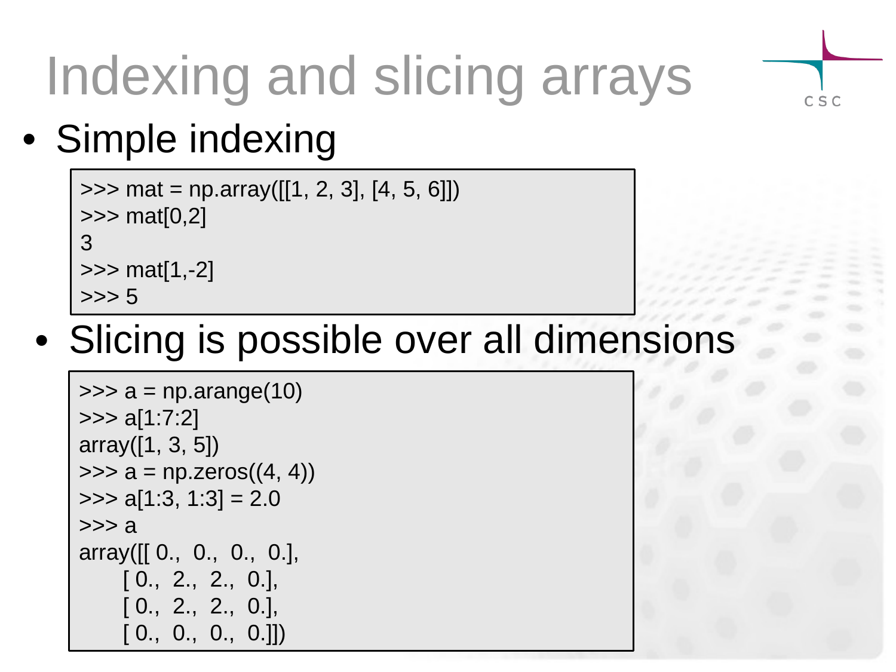# Indexing and slicing arrays

- Simple indexing

```
>>> mat = np.array([[1, 2, 3], [4, 5, 6]])
>>> mat[0,2]
3
>>> mat[1,-2]
>>> 5
```

- Slicing is possible over all dimensions

```
>>> a = np.arange(10)
>>> a[1:7:2]
array([1, 3, 5])
>>> a = np.zeros((4, 4))
>>> a[1:3, 1:3] = 2.0
>>> a
array([[ 0.,  0.,  0.,  0.],
     [ 0.,  2.,  2.,  0.],
     [ 0.,  2.,  2.,  0.],
     [ 0.,  0.,  0.,  0.]])
```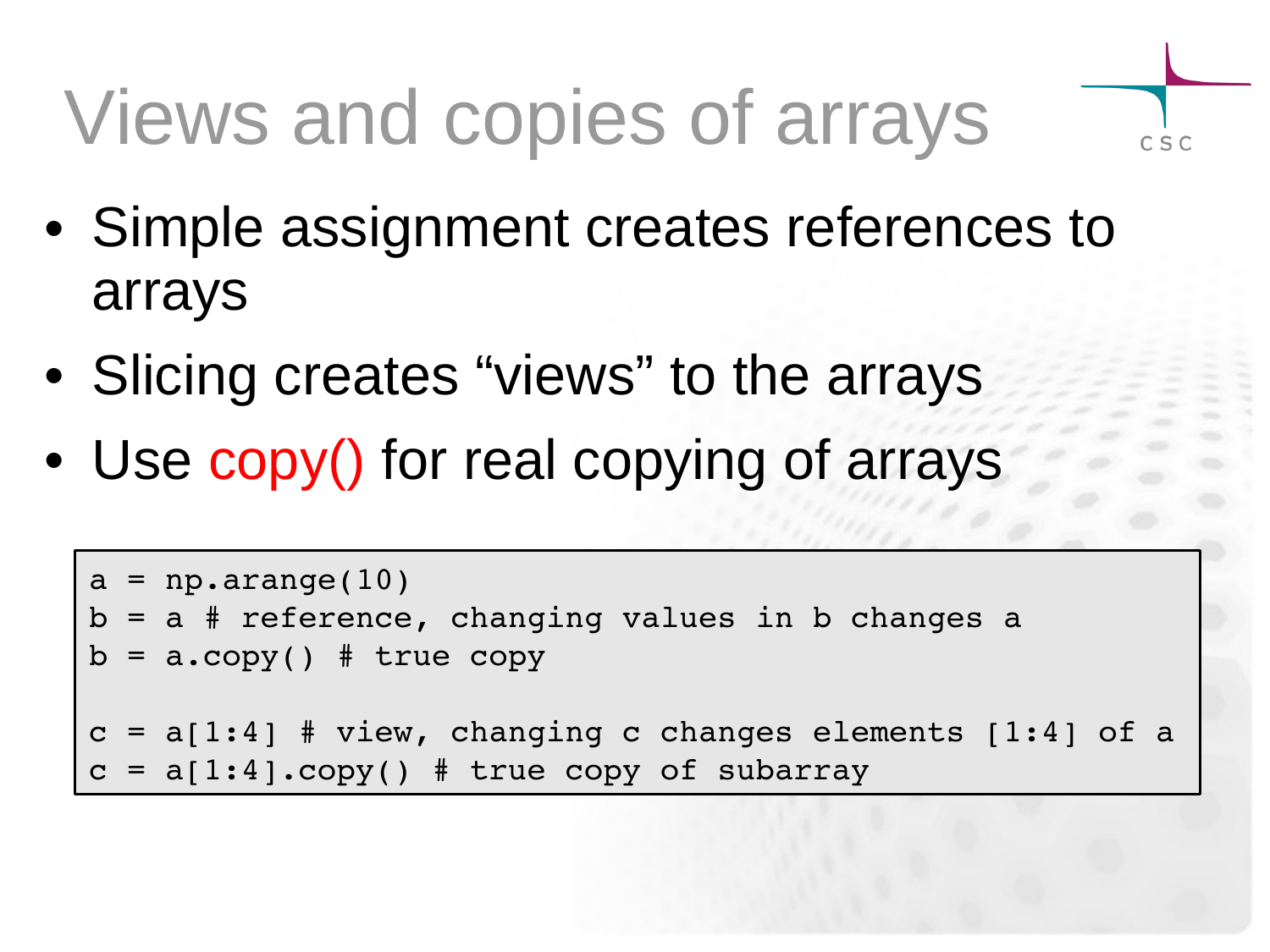# Views and copies of arrays

- Simple assignment creates references to arrays
- Slicing creates "views" to the arrays
- Use copy() for real copying of arrays

```
a = np.arange(10)
b = a # reference, changing values in b changes a
b = a.copy() # true copy

c = a[1:4] # view, changing c changes elements [1:4] of a
c = a[1:4].copy() # true copy of subarray
```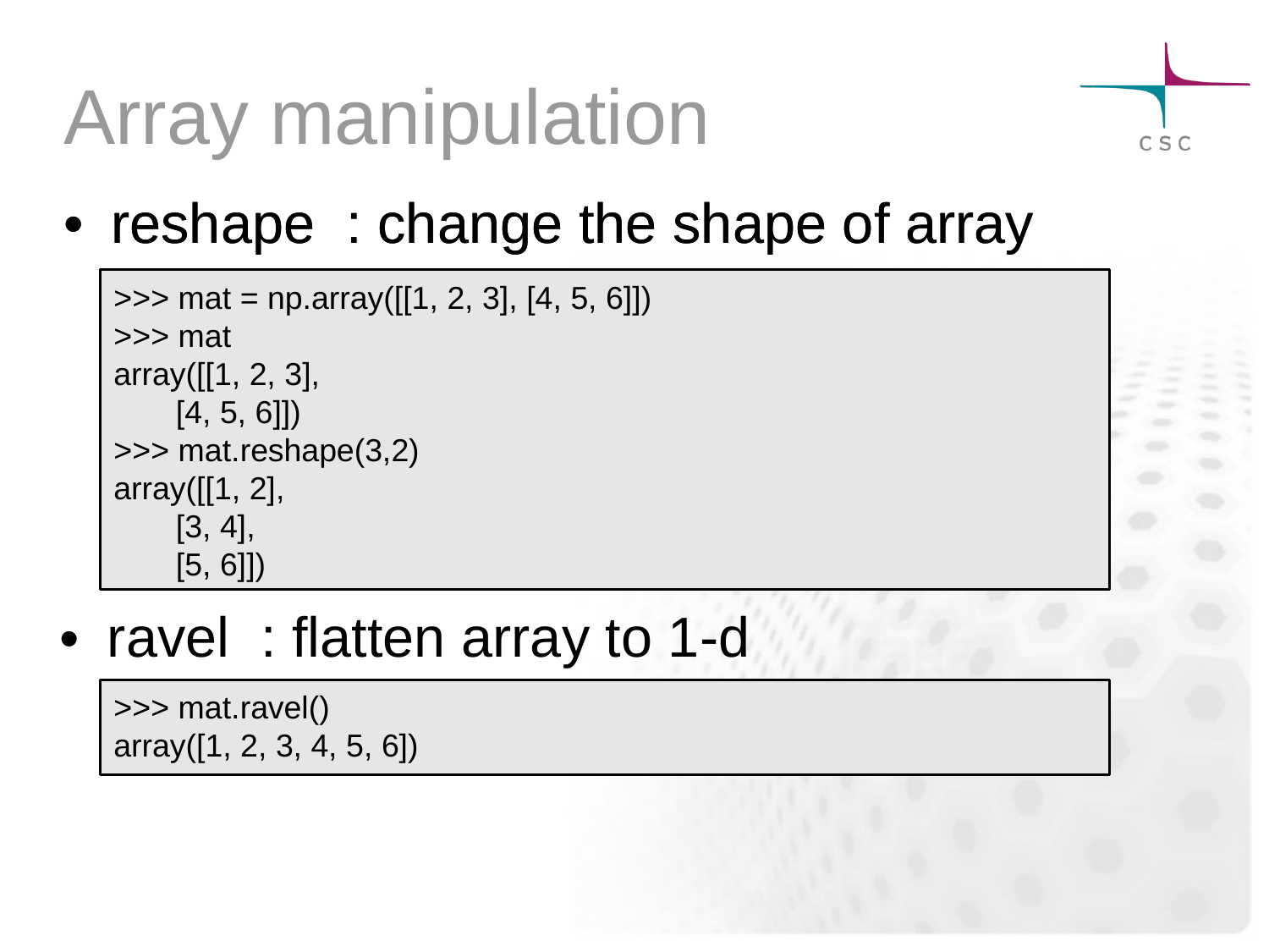# Array manipulation

- reshape : change the shape of array

```
>>> mat = np.array([[1, 2, 3], [4, 5, 6]])
>>> mat
array([[1, 2, 3],
       [4, 5, 6]])
>>> mat.reshape(3,2)
array([[1, 2],
       [3, 4],
       [5, 6]])
```

- ravel : flatten array to 1-d

```
>>> mat.ravel()
array([1, 2, 3, 4, 5, 6])
```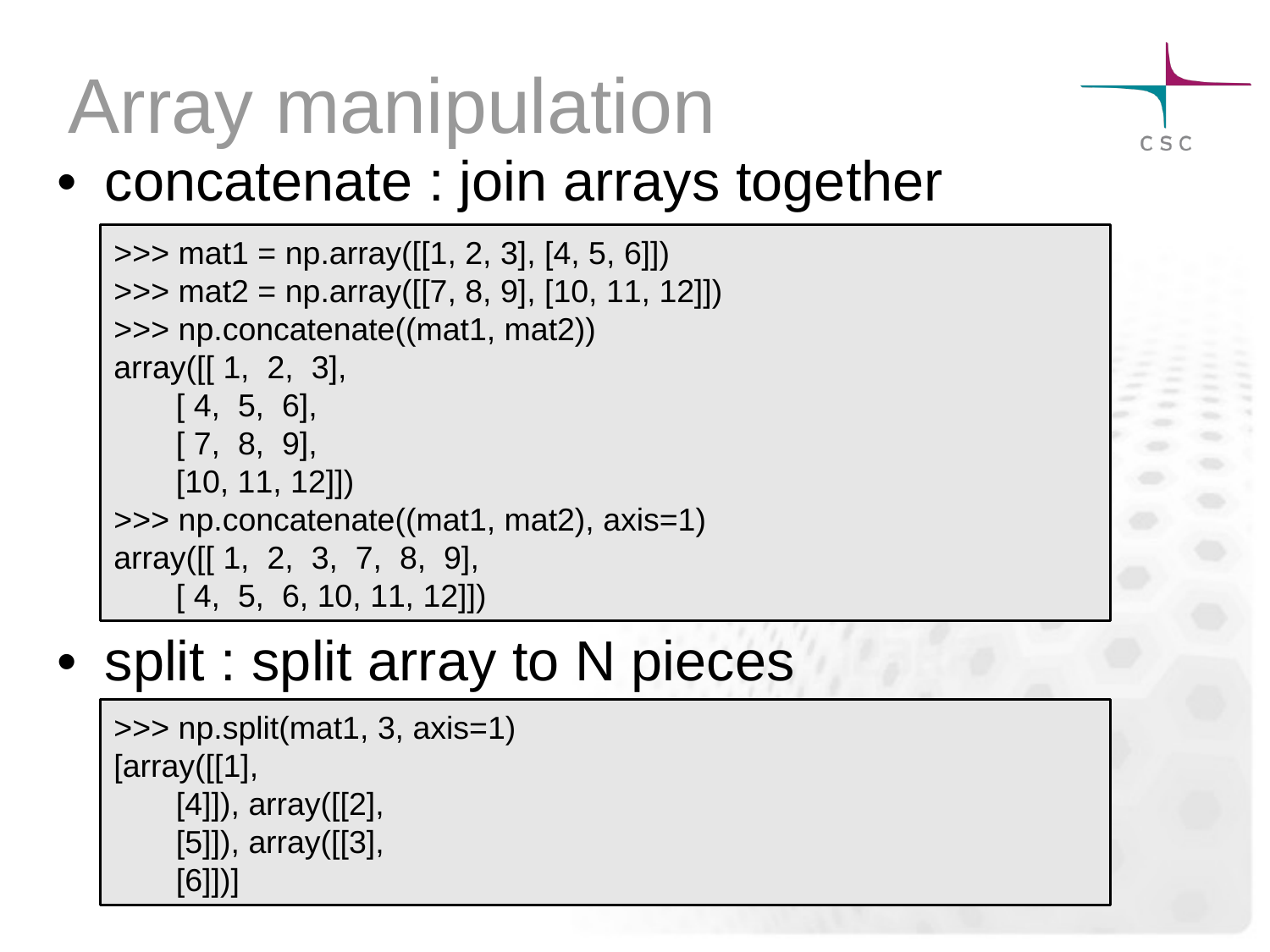# Array manipulation

- concatenate : join arrays together

```
>>> mat1 = np.array([[1, 2, 3], [4, 5, 6]])
>>> mat2 = np.array([[7, 8, 9], [10, 11, 12]])
>>> np.concatenate((mat1, mat2))
array([[ 1,  2,  3],
       [ 4,  5,  6],
       [ 7,  8,  9],
       [10, 11, 12]])
>>> np.concatenate((mat1, mat2), axis=1)
array([[ 1,  2,  3,  7,  8,  9],
       [ 4,  5,  6, 10, 11, 12]])
```

- split : split array to N pieces

```
>>> np.split(mat1, 3, axis=1)
[array([[1],
       [4]]), array([[2],
       [5]]), array([[3],
       [6]])]
```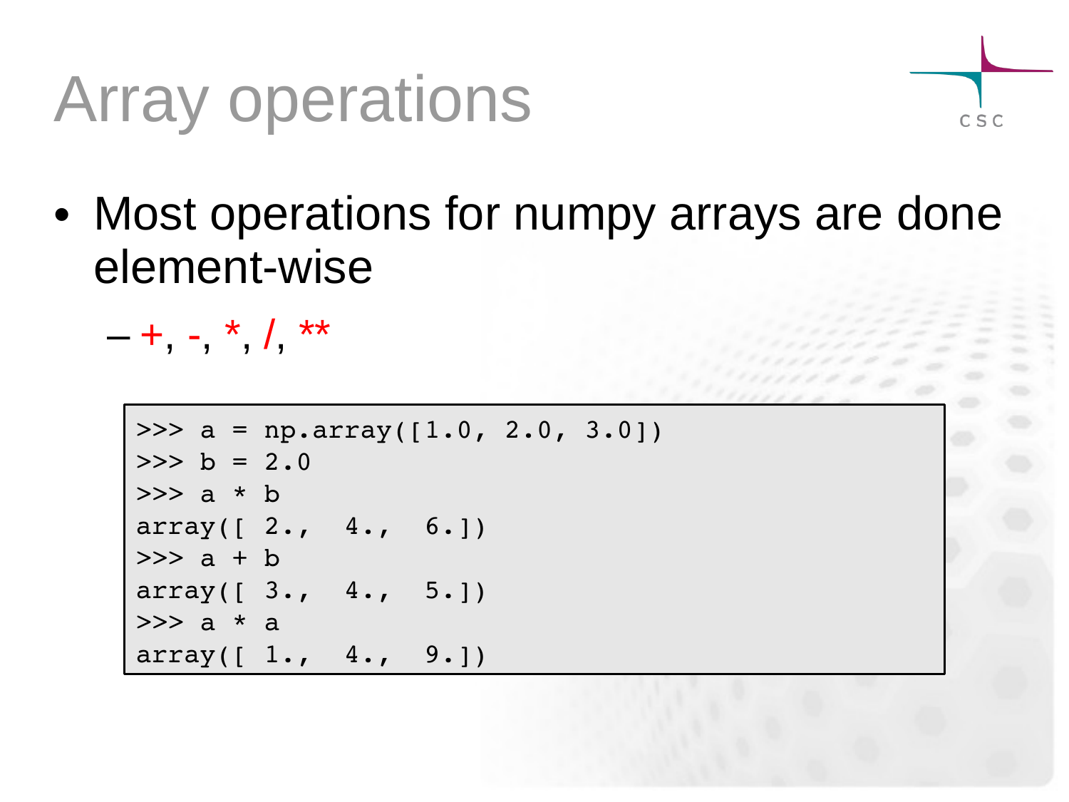# Array operations

- Most operations for numpy arrays are done element-wise
  - +, -, *, /, **

```
>>> a = np.array([1.0, 2.0, 3.0])
>>> b = 2.0
>>> a * b
array([ 2.,  4.,  6.])
>>> a + b
array([ 3.,  4.,  5.])
>>> a * a
array([ 1.,  4.,  9.])
```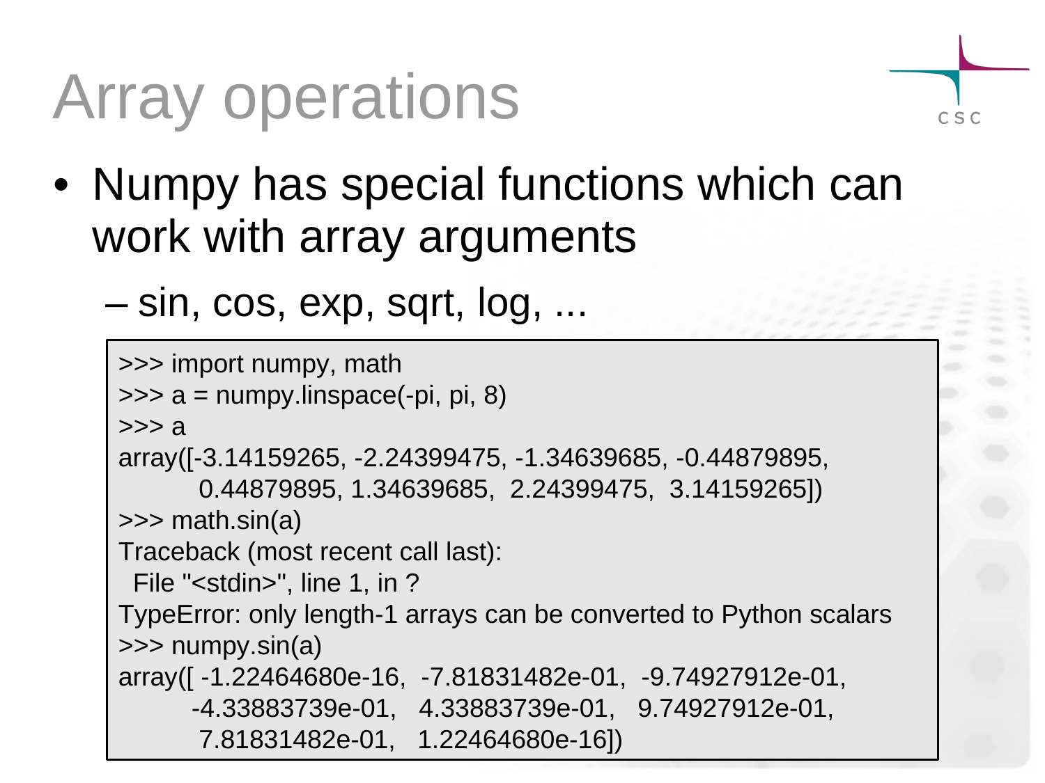# Array operations

- Numpy has special functions which can work with array arguments
  - sin, cos, exp, sqrt, log, ...

```
>>> import numpy, math
>>> a = numpy.linspace(-pi, pi, 8)
>>> a
array([-3.14159265, -2.24399475, -1.34639685, -0.44879895,
        0.44879895, 1.34639685,  2.24399475,  3.14159265])
>>> math.sin(a)
Traceback (most recent call last):
  File "<stdin>", line 1, in ?
TypeError: only length-1 arrays can be converted to Python scalars
>>> numpy.sin(a)
array([ -1.22464680e-16,  -7.81831482e-01,  -9.74927912e-01,
       -4.33883739e-01,   4.33883739e-01,   9.74927912e-01,
        7.81831482e-01,   1.22464680e-16])
```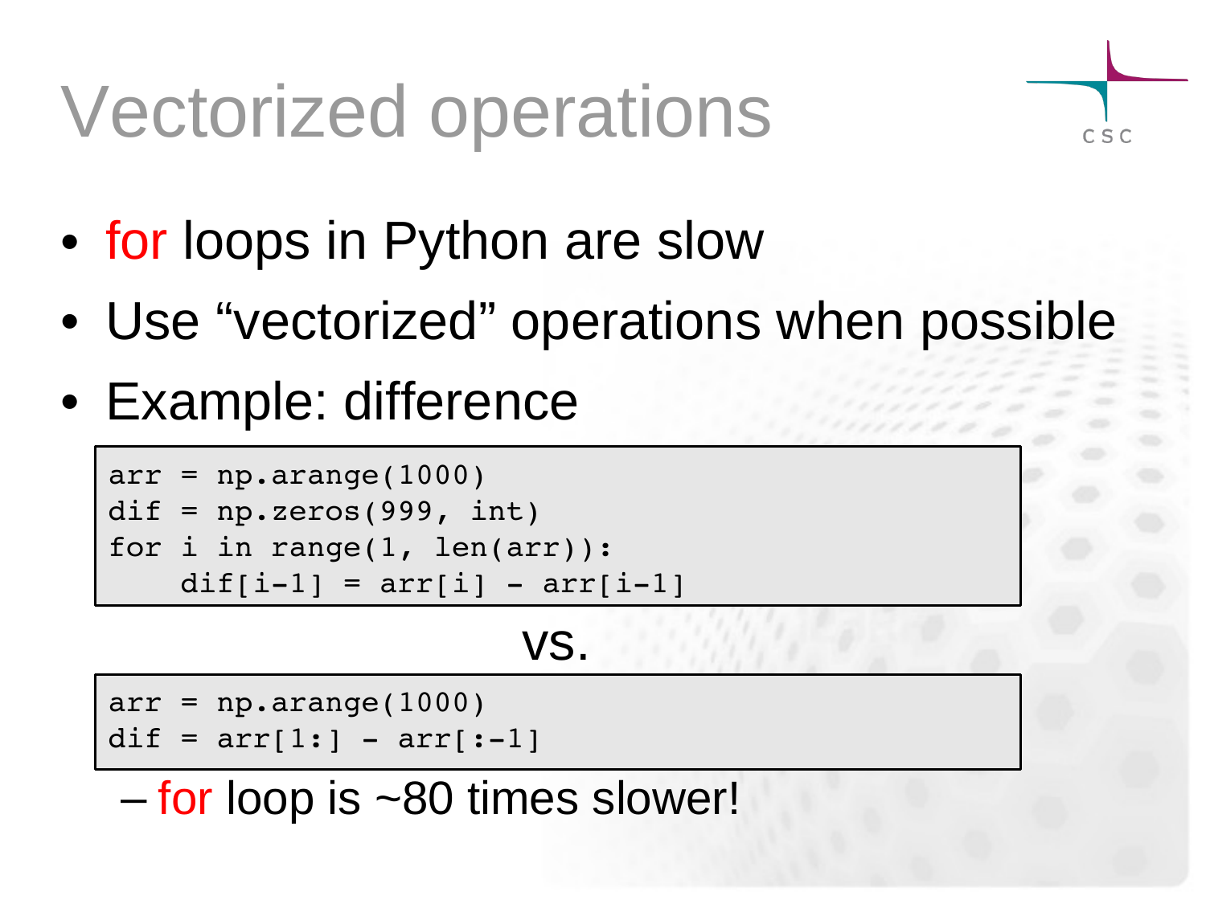# Vectorized operations

- for loops in Python are slow
- Use "vectorized" operations when possible
- Example: difference

```
arr = np.arange(1000)
dif = np.zeros(999, int)
for i in range(1, len(arr)):
    dif[i-1] = arr[i] - arr[i-1]
```

vs.

```
arr = np.arange(1000)
dif = arr[1:] - arr[:-1]
```

  – for loop is ~80 times slower!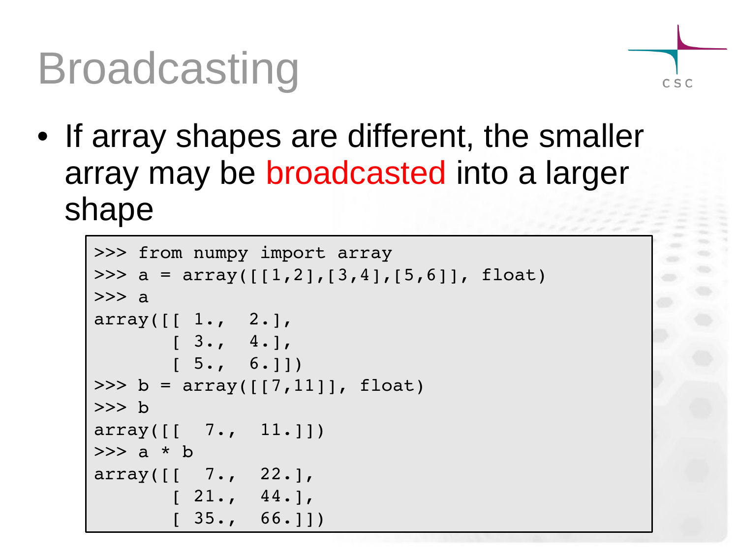# Broadcasting

- If array shapes are different, the smaller array may be broadcasted into a larger shape

```
>>> from numpy import array
>>> a = array([[1,2],[3,4],[5,6]], float)
>>> a
array([[ 1.,  2.],
       [ 3.,  4.],
       [ 5.,  6.]])
>>> b = array([[7,11]], float)
>>> b
array([[  7.,  11.]])
>>> a * b
array([[  7.,  22.],
       [ 21.,  44.],
       [ 35.,  66.]])
```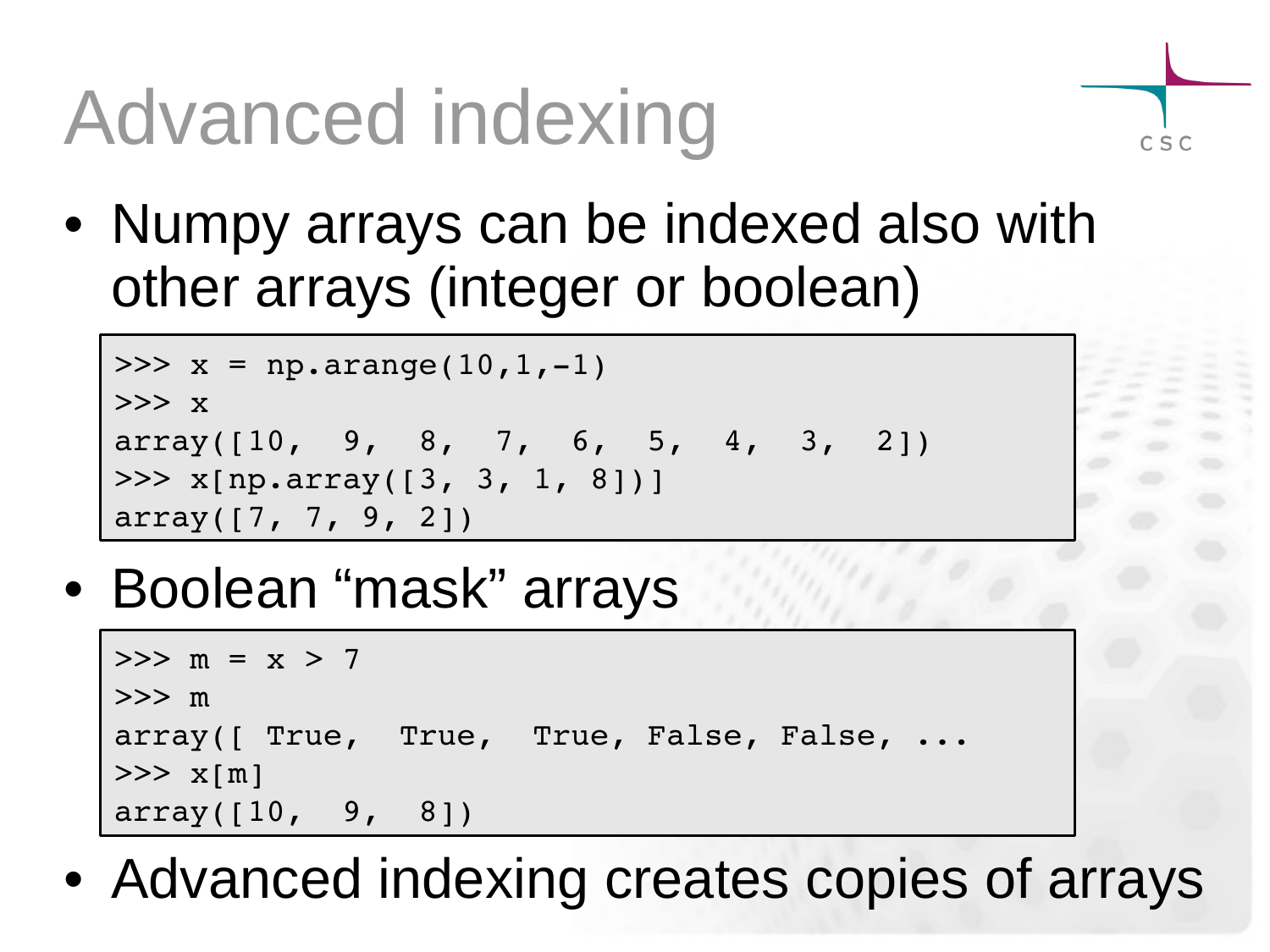# Advanced indexing

- Numpy arrays can be indexed also with other arrays (integer or boolean)

```
>>> x = np.arange(10,1,-1)
>>> x
array([10,  9,  8,  7,  6,  5,  4,  3,  2])
>>> x[np.array([3, 3, 1, 8])]
array([7, 7, 9, 2])
```

- Boolean “mask” arrays

```
>>> m = x > 7
>>> m
array([ True,  True,  True, False, False, ...
>>> x[m]
array([10,  9,  8])
```

- Advanced indexing creates copies of arrays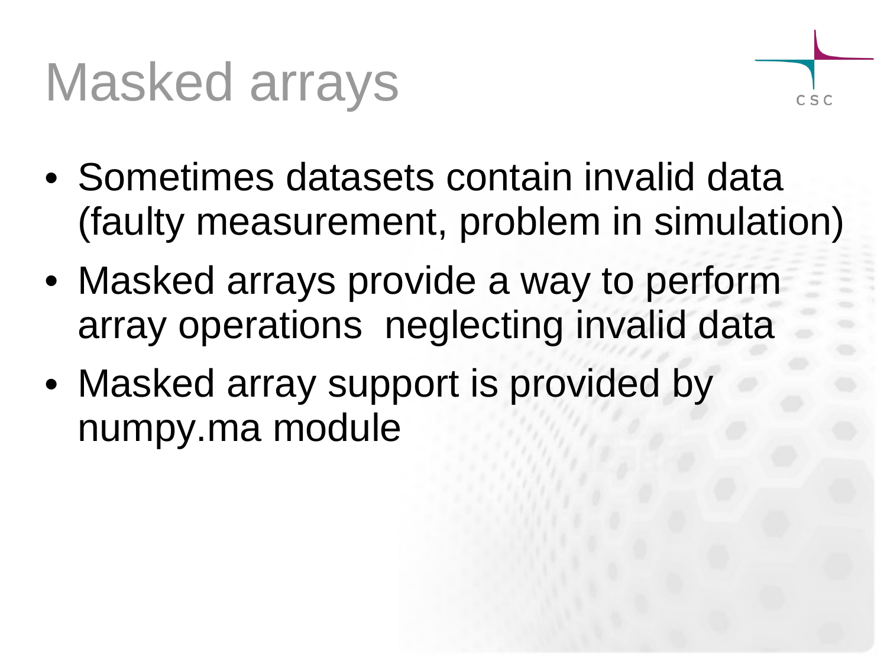# Masked arrays

- Sometimes datasets contain invalid data (faulty measurement, problem in simulation)
- Masked arrays provide a way to perform array operations neglecting invalid data
- Masked array support is provided by numpy.ma module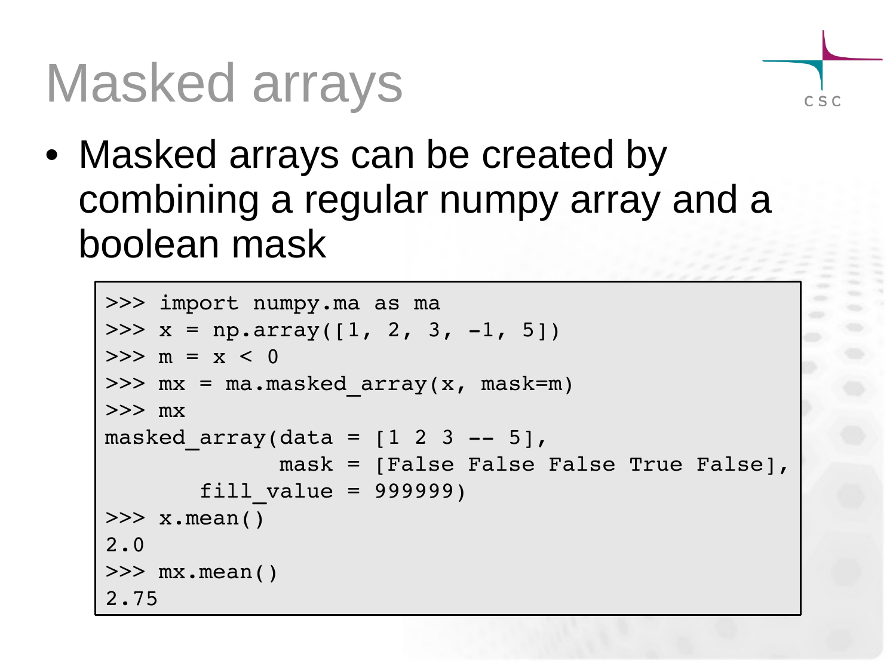# Masked arrays

- Masked arrays can be created by combining a regular numpy array and a boolean mask

```
>>> import numpy.ma as ma
>>> x = np.array([1, 2, 3, -1, 5])
>>> m = x < 0
>>> mx = ma.masked_array(x, mask=m)
>>> mx
masked_array(data = [1 2 3 -- 5],
             mask = [False False False True False],
       fill_value = 999999)
>>> x.mean()
2.0
>>> mx.mean()
2.75
```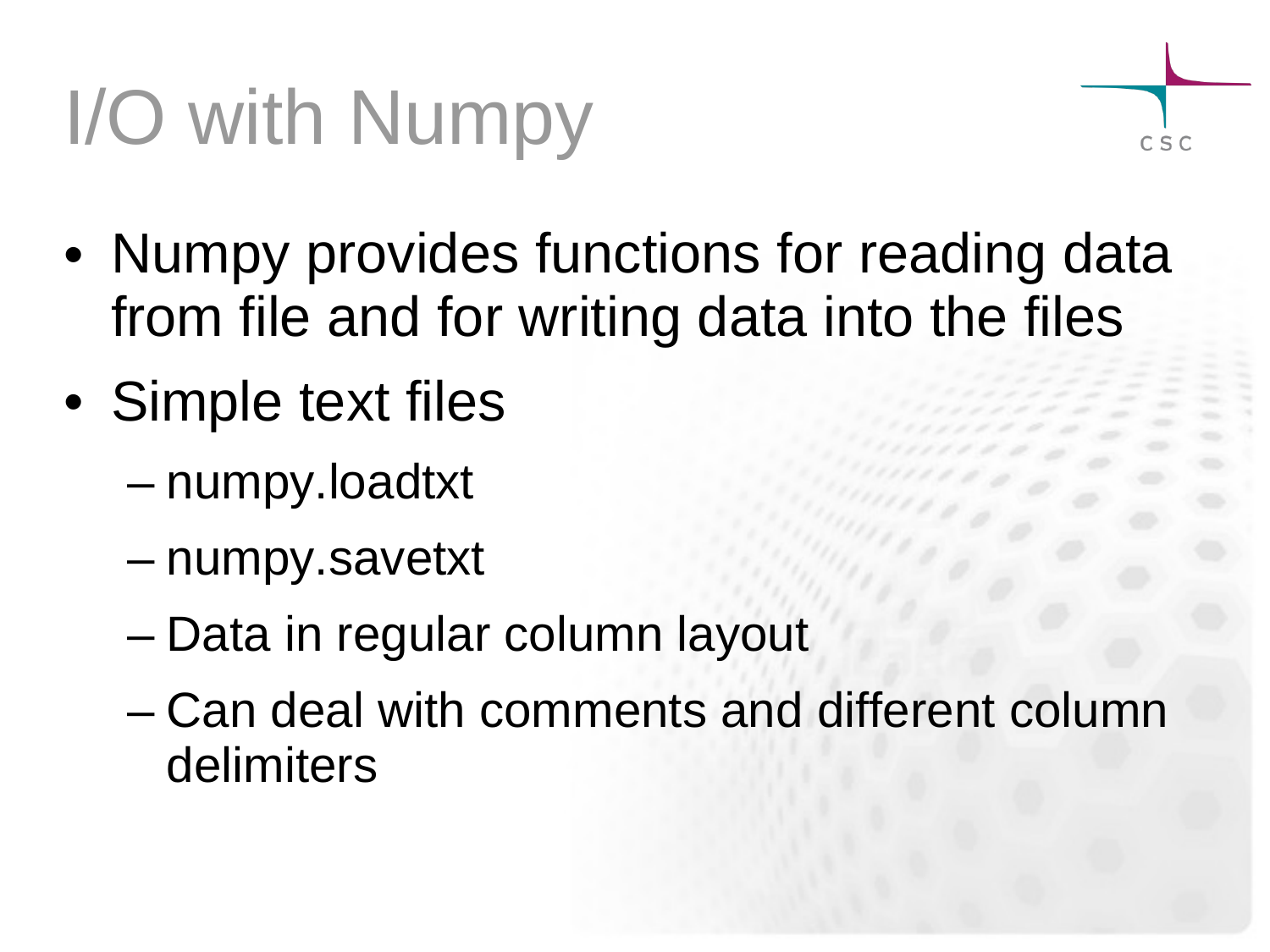# I/O with Numpy

- Numpy provides functions for reading data from file and for writing data into the files
- Simple text files
  - numpy.loadtxt
  - numpy.savetxt
  - Data in regular column layout
  - Can deal with comments and different column delimiters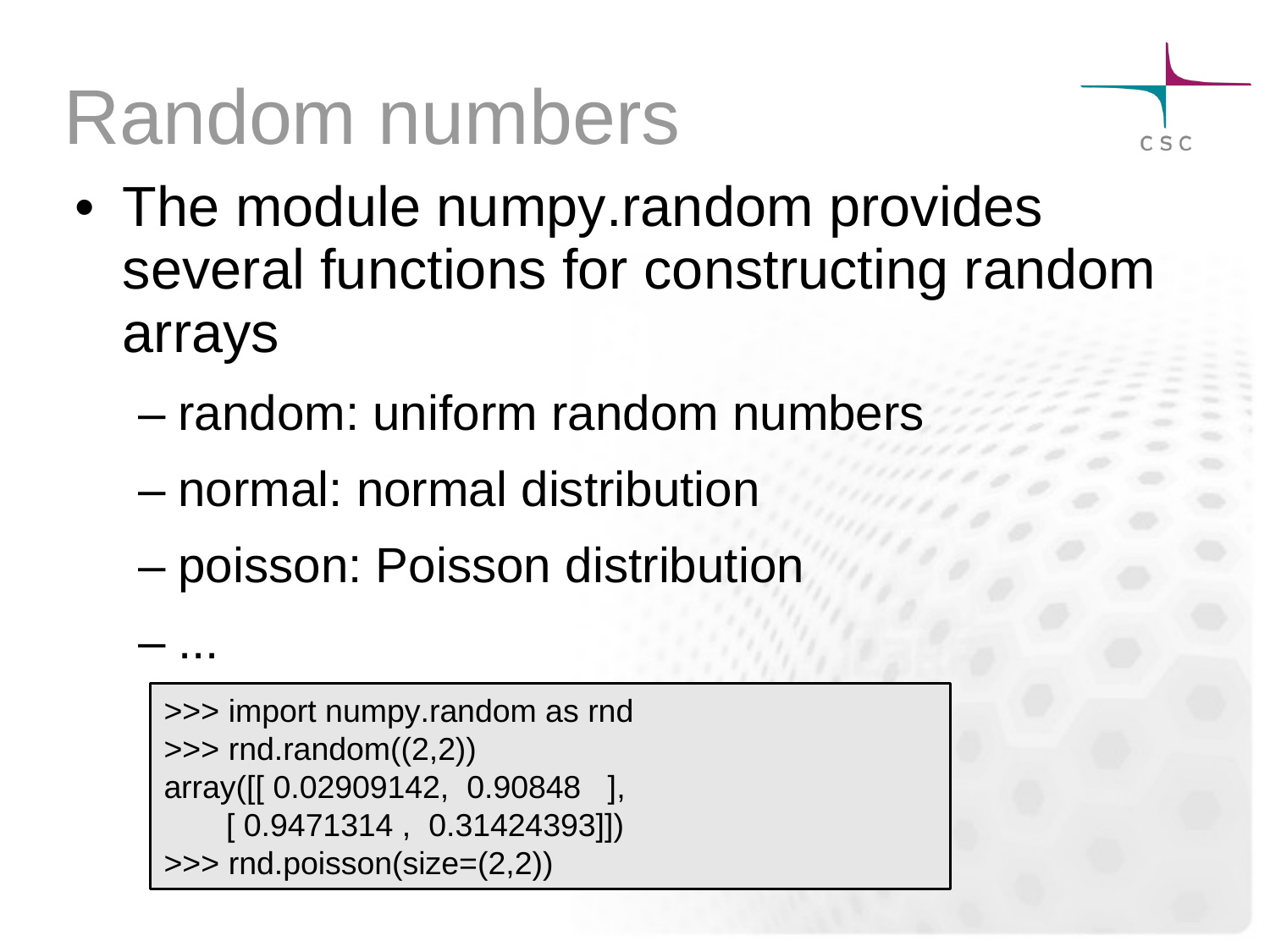# Random numbers

- The module numpy.random provides several functions for constructing random arrays
  - random: uniform random numbers
  - normal: normal distribution
  - poisson: Poisson distribution
  - ...

```
>>> import numpy.random as rnd
>>> rnd.random((2,2))
array([[ 0.02909142,  0.90848   ],
    [ 0.9471314 ,  0.31424393]])
>>> rnd.poisson(size=(2,2))
```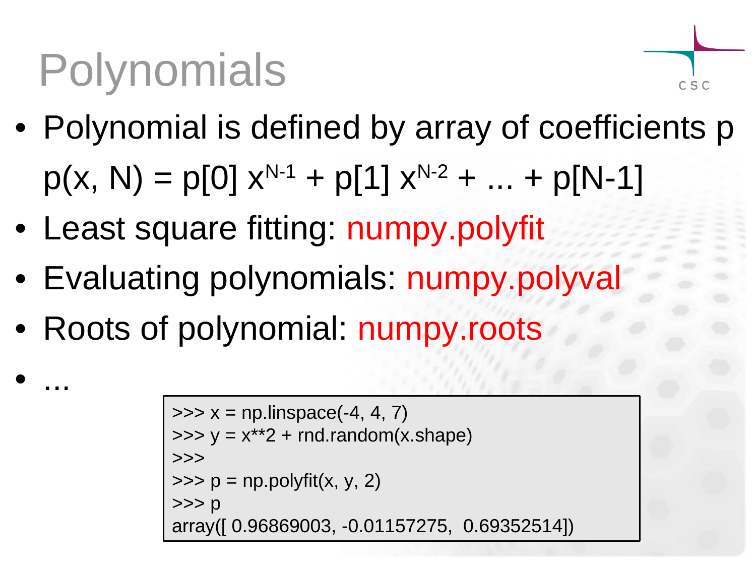# Polynomials

- Polynomial is defined by array of coefficients p

  $p(x, N) = p[0]\ x^{N-1} + p[1]\ x^{N-2} + \ldots + p[N-1]$

- Least square fitting: numpy.polyfit
- Evaluating polynomials: numpy.polyval
- Roots of polynomial: numpy.roots
- ...

```
>>> x = np.linspace(-4, 4, 7)
>>> y = x**2 + rnd.random(x.shape)
>>>
>>> p = np.polyfit(x, y, 2)
>>> p
array([ 0.96869003, -0.01157275,  0.69352514])
```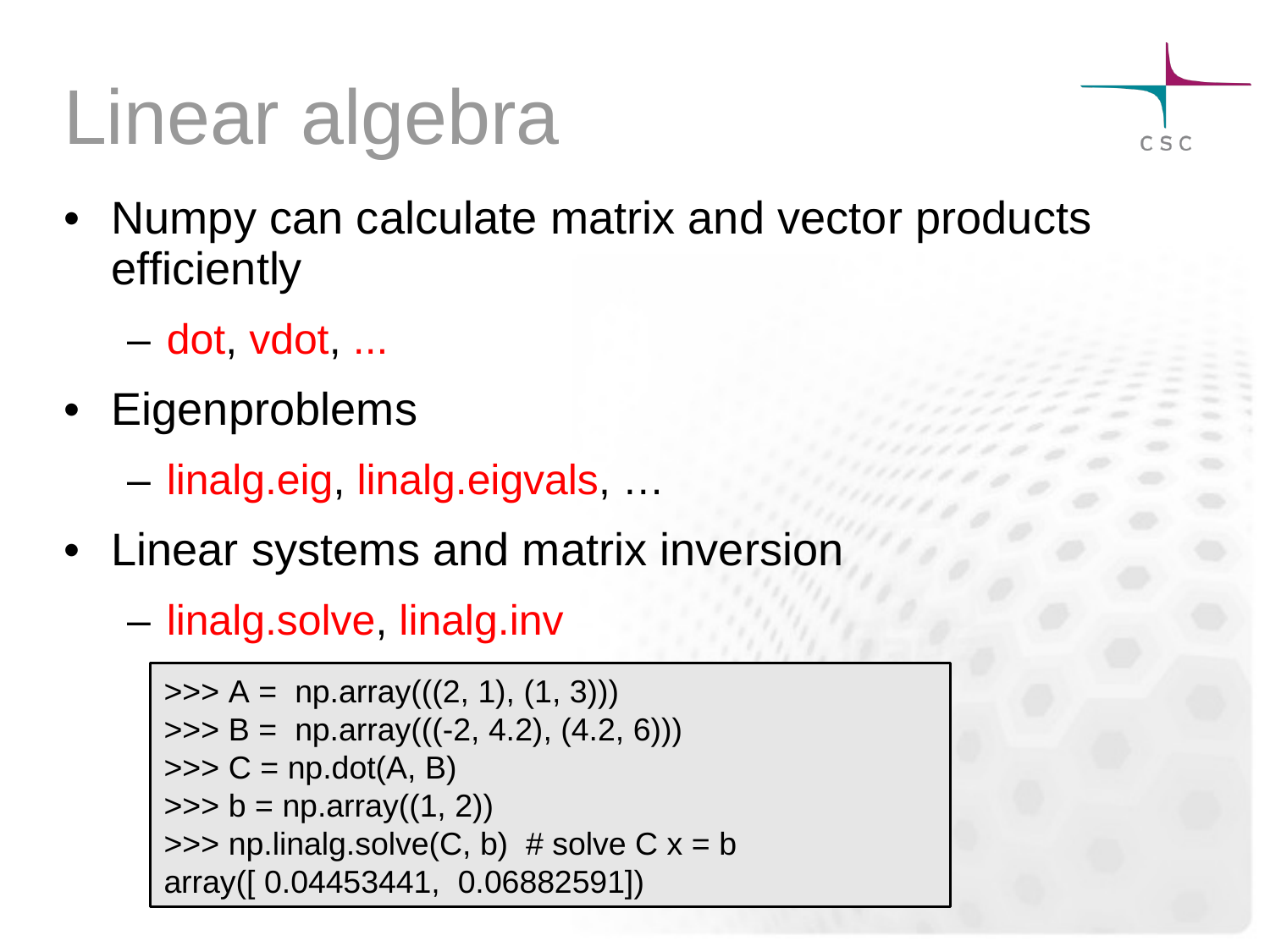# Linear algebra

- Numpy can calculate matrix and vector products efficiently
  - dot, vdot, ...
- Eigenproblems
  - linalg.eig, linalg.eigvals, …
- Linear systems and matrix inversion
  - linalg.solve, linalg.inv

```
>>> A =  np.array(((2, 1), (1, 3)))
>>> B =  np.array(((-2, 4.2), (4.2, 6)))
>>> C = np.dot(A, B)
>>> b = np.array((1, 2))
>>> np.linalg.solve(C, b)  # solve C x = b
array([ 0.04453441,  0.06882591])
```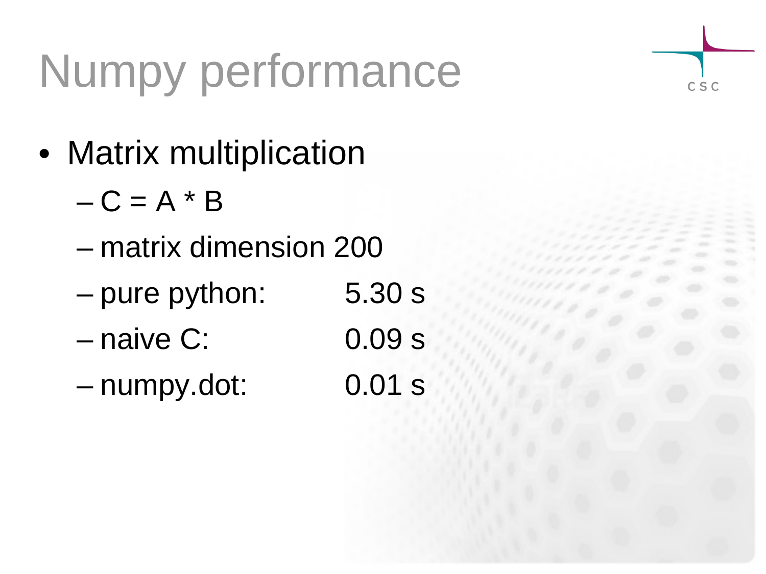# Numpy performance

- Matrix multiplication
  - C = A * B
  - matrix dimension 200
  - pure python: 5.30 s
  - naive C: 0.09 s
  - numpy.dot: 0.01 s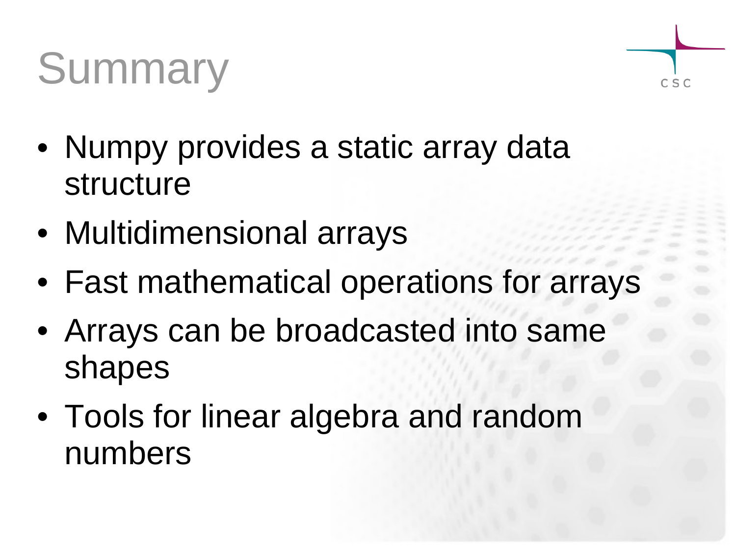# Summary

- Numpy provides a static array data structure
- Multidimensional arrays
- Fast mathematical operations for arrays
- Arrays can be broadcasted into same shapes
- Tools for linear algebra and random numbers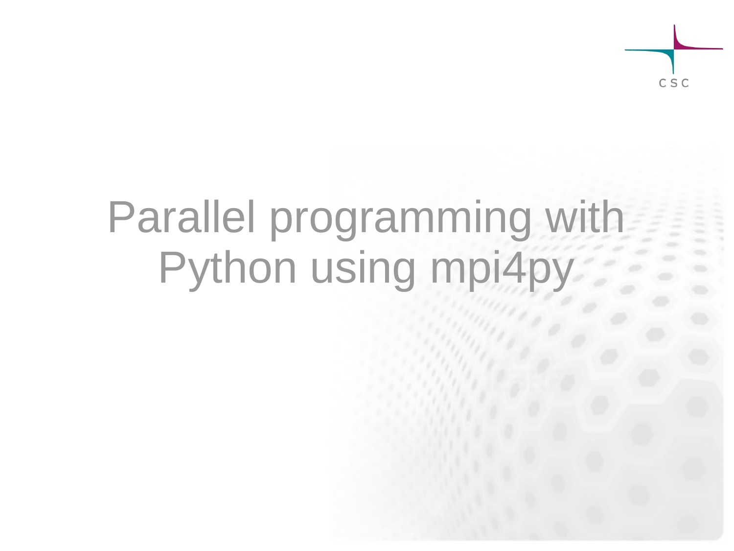# Parallel programming with Python using mpi4py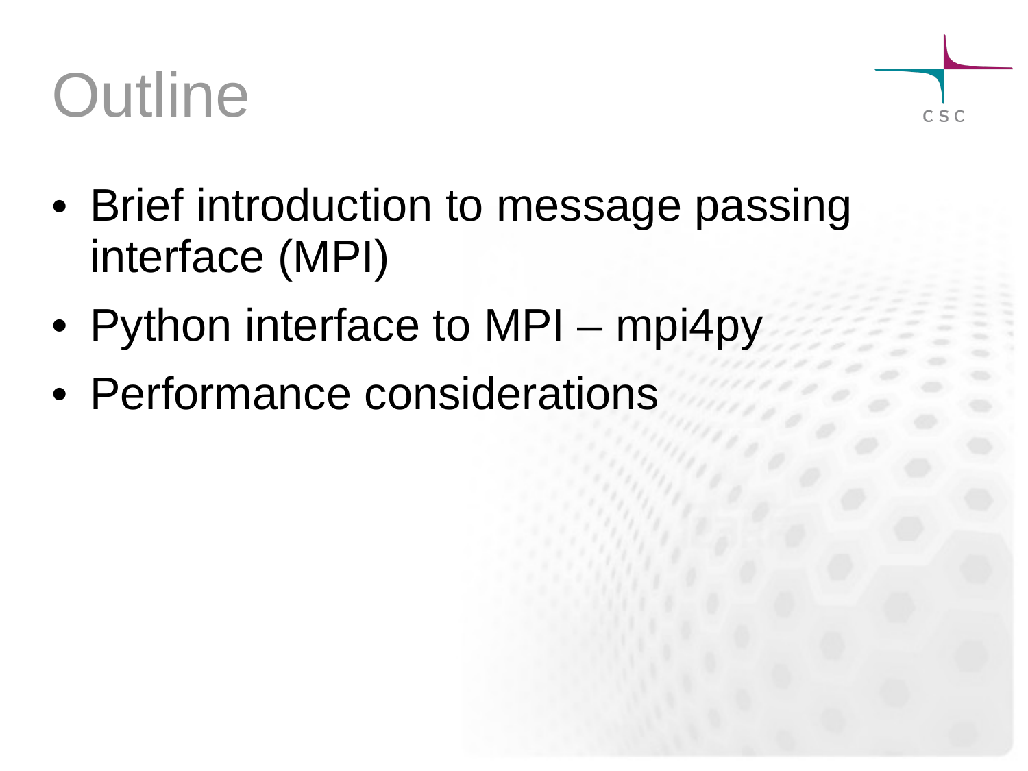# Outline

- Brief introduction to message passing interface (MPI)
- Python interface to MPI – mpi4py
- Performance considerations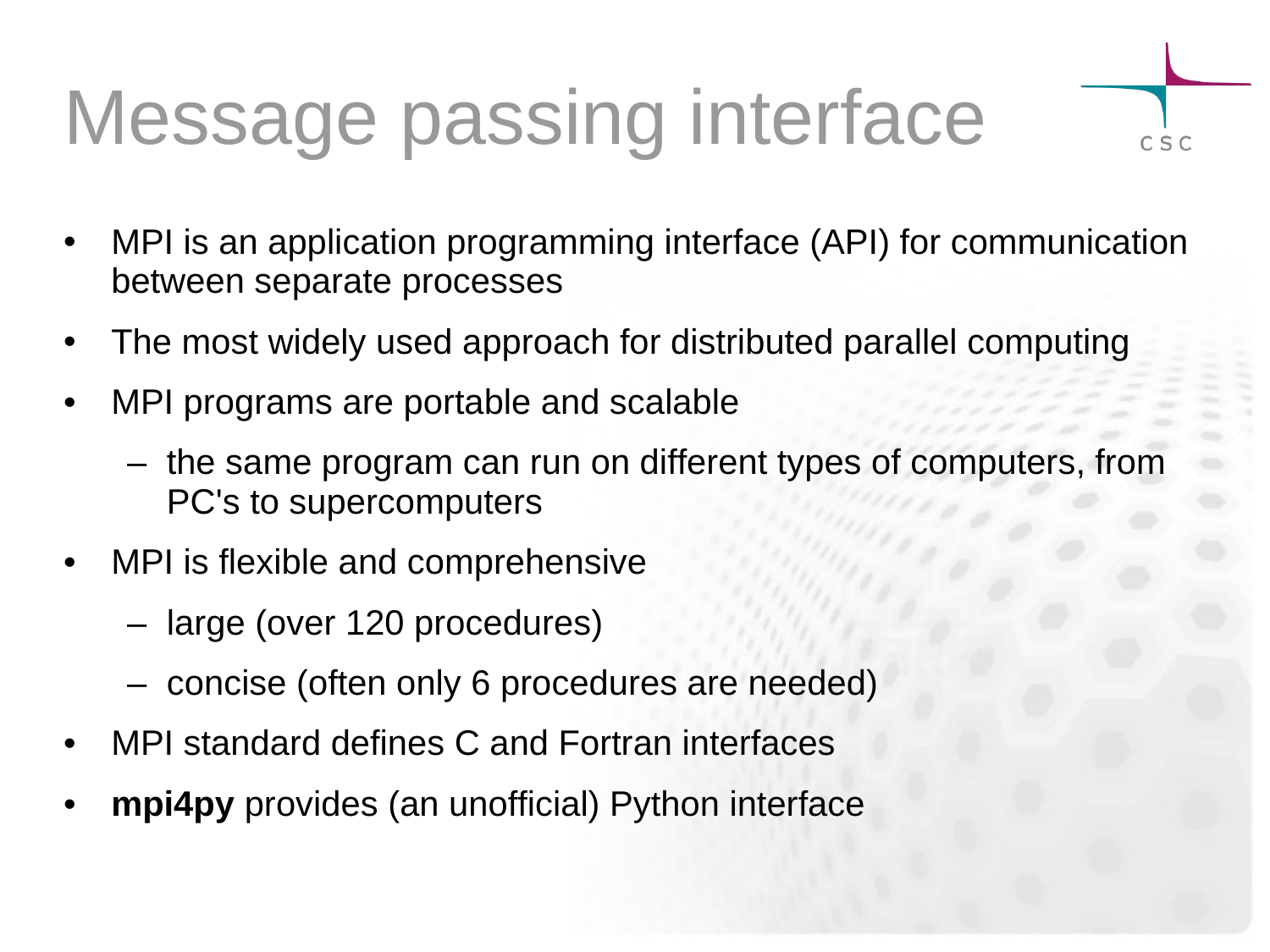# Message passing interface

- MPI is an application programming interface (API) for communication between separate processes
- The most widely used approach for distributed parallel computing
- MPI programs are portable and scalable
  - the same program can run on different types of computers, from PC's to supercomputers
- MPI is flexible and comprehensive
  - large (over 120 procedures)
  - concise (often only 6 procedures are needed)
- MPI standard defines C and Fortran interfaces
- **mpi4py** provides (an unofficial) Python interface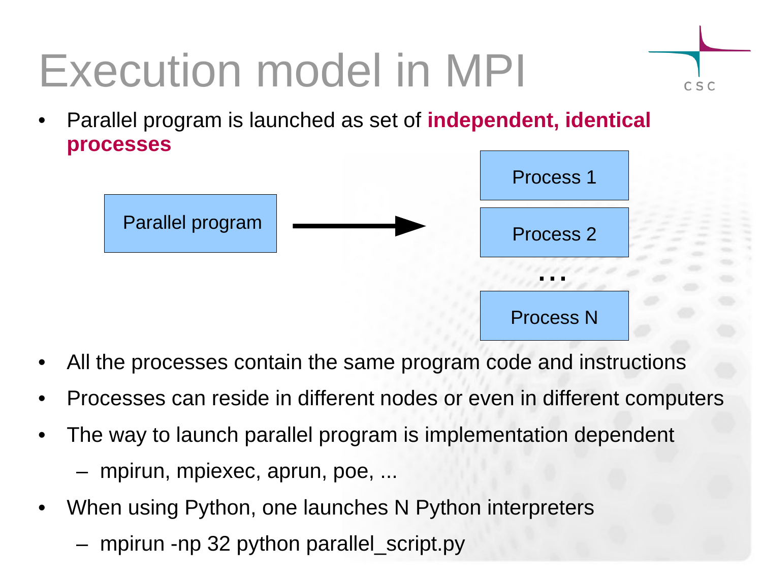# Execution model in MPI

- Parallel program is launched as set of **independent, identical processes**

Parallel program → Process 1, Process 2, ..., Process N

- All the processes contain the same program code and instructions
- Processes can reside in different nodes or even in different computers
- The way to launch parallel program is implementation dependent
  - mpirun, mpiexec, aprun, poe, ...
- When using Python, one launches N Python interpreters
  - mpirun -np 32 python parallel_script.py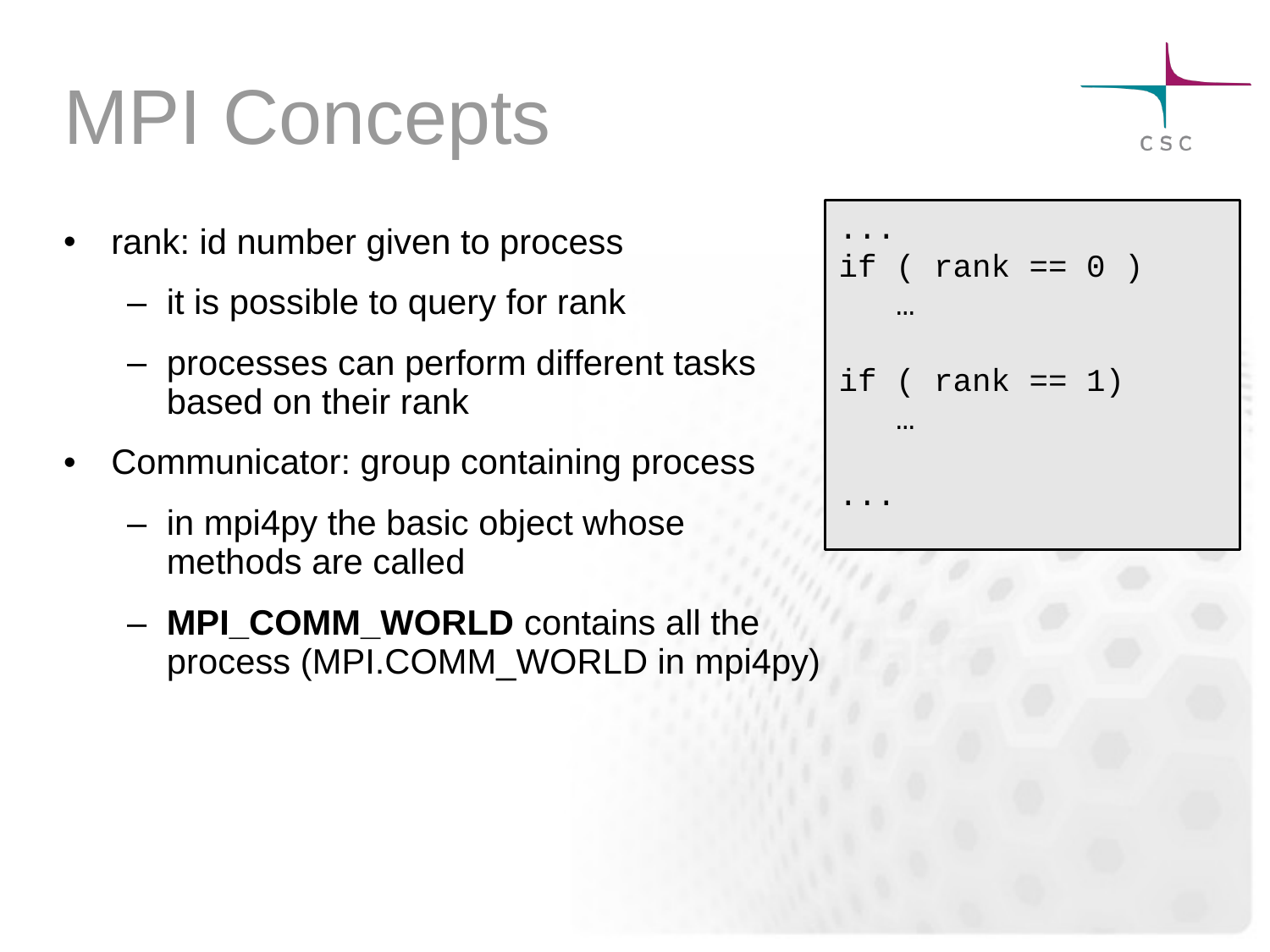# MPI Concepts

- rank: id number given to process
  - it is possible to query for rank
  - processes can perform different tasks based on their rank
- Communicator: group containing process
  - in mpi4py the basic object whose methods are called
  - **MPI_COMM_WORLD** contains all the process (MPI.COMM_WORLD in mpi4py)

```
...
if ( rank == 0 )
   …

if ( rank == 1)
   …

...
```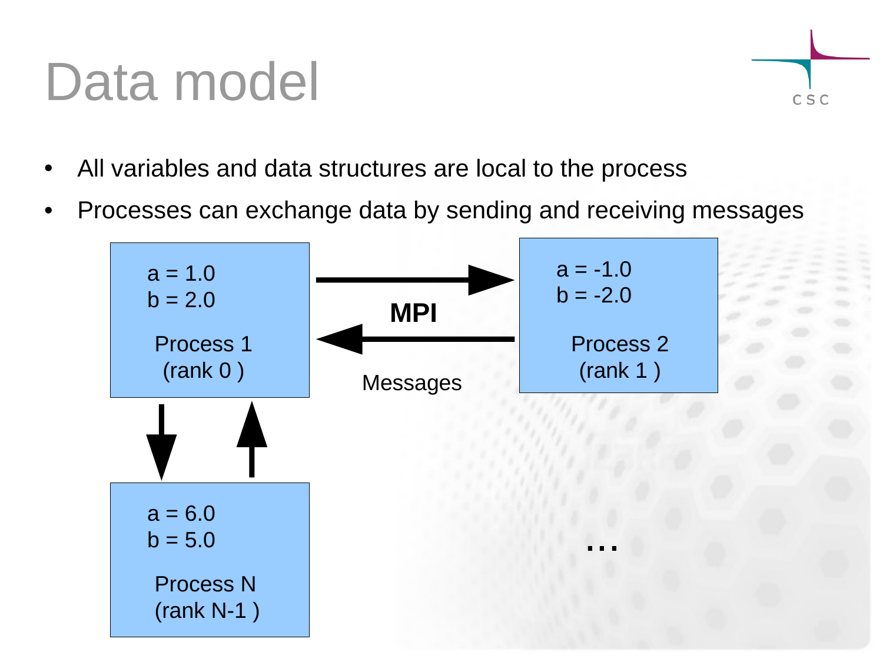# Data model

- All variables and data structures are local to the process
- Processes can exchange data by sending and receiving messages

a = 1.0
b = 2.0

Process 1
(rank 0 )

MPI

Messages

a = -1.0
b = -2.0

Process 2
(rank 1 )

a = 6.0
b = 5.0

Process N
(rank N-1 )

...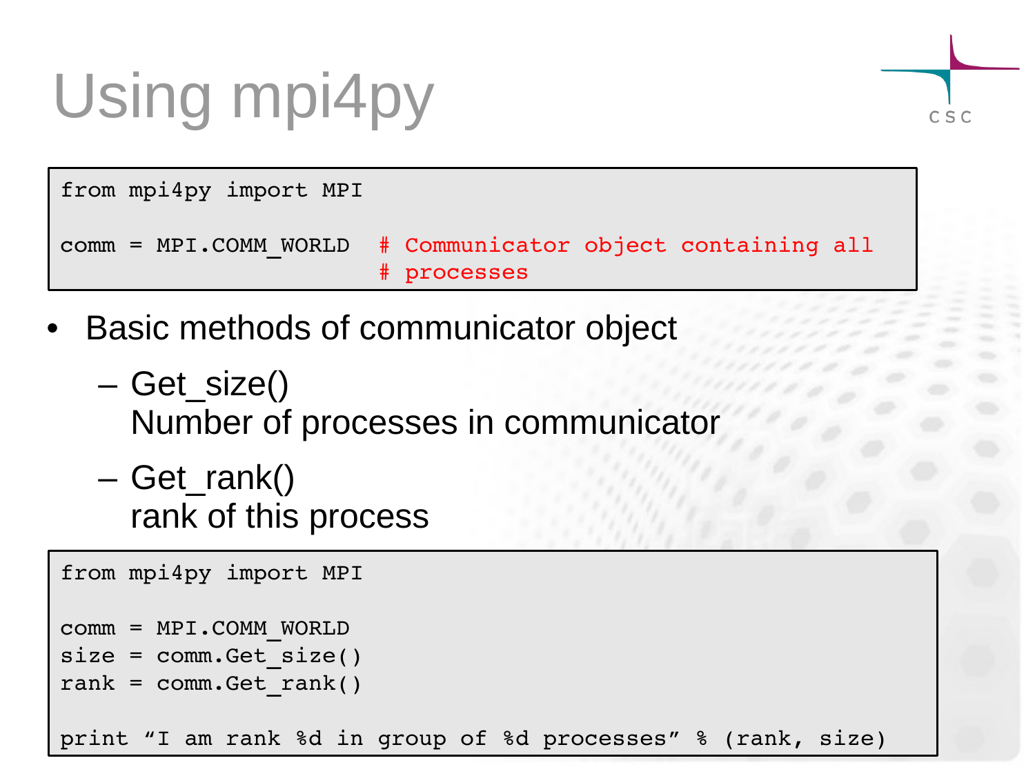# Using mpi4py

```
from mpi4py import MPI

comm = MPI.COMM_WORLD  # Communicator object containing all
                       # processes
```

- Basic methods of communicator object
  - Get_size()
    Number of processes in communicator
  - Get_rank()
    rank of this process

```
from mpi4py import MPI

comm = MPI.COMM_WORLD
size = comm.Get_size()
rank = comm.Get_rank()

print "I am rank %d in group of %d processes" % (rank, size)
```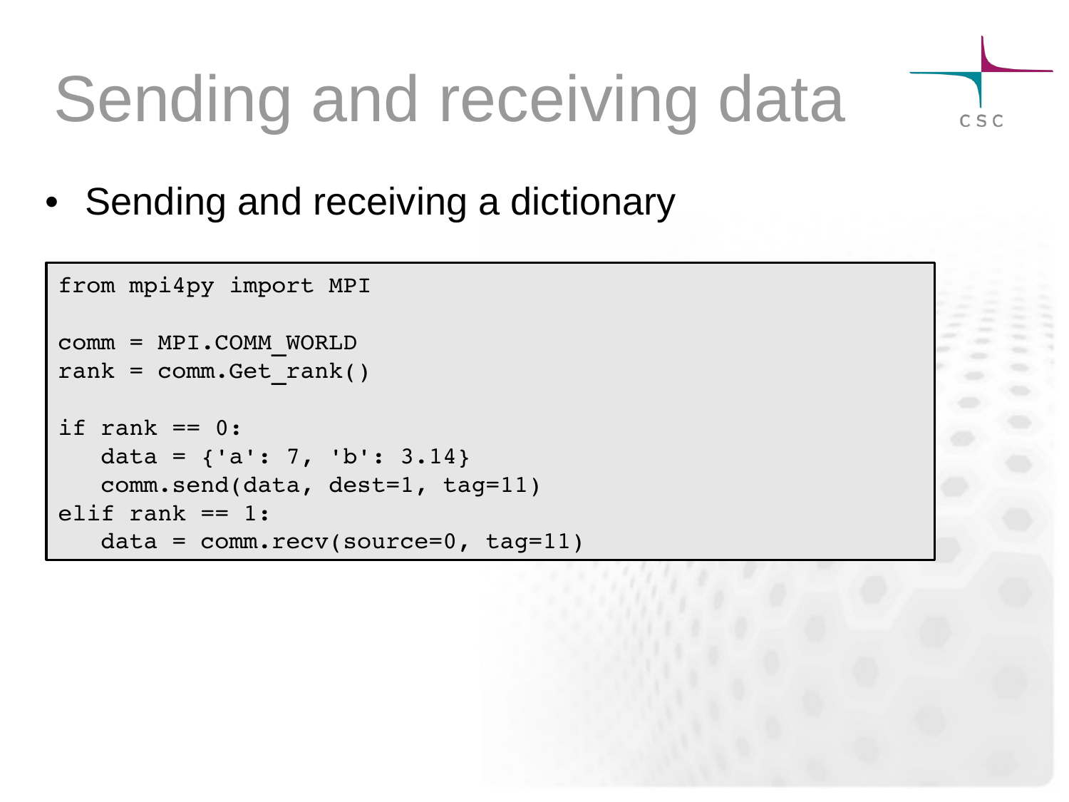# Sending and receiving data

- Sending and receiving a dictionary

```
from mpi4py import MPI

comm = MPI.COMM_WORLD
rank = comm.Get_rank()

if rank == 0:
   data = {'a': 7, 'b': 3.14}
   comm.send(data, dest=1, tag=11)
elif rank == 1:
   data = comm.recv(source=0, tag=11)
```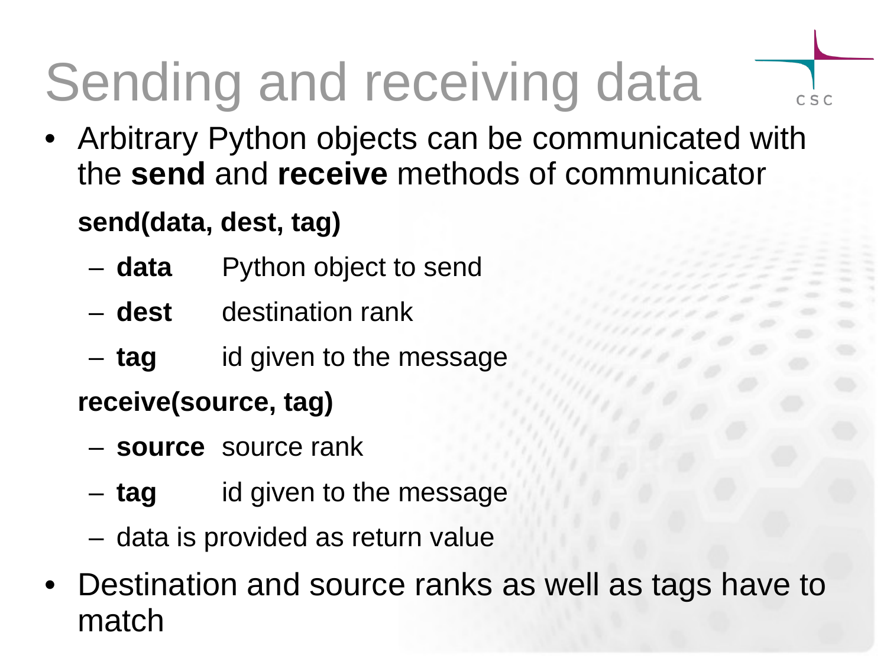# Sending and receiving data

- Arbitrary Python objects can be communicated with the **send** and **receive** methods of communicator

  **send(data, dest, tag)**

  - **data** Python object to send
  - **dest** destination rank
  - **tag** id given to the message

  **receive(source, tag)**

  - **source** source rank
  - **tag** id given to the message
  - data is provided as return value

- Destination and source ranks as well as tags have to match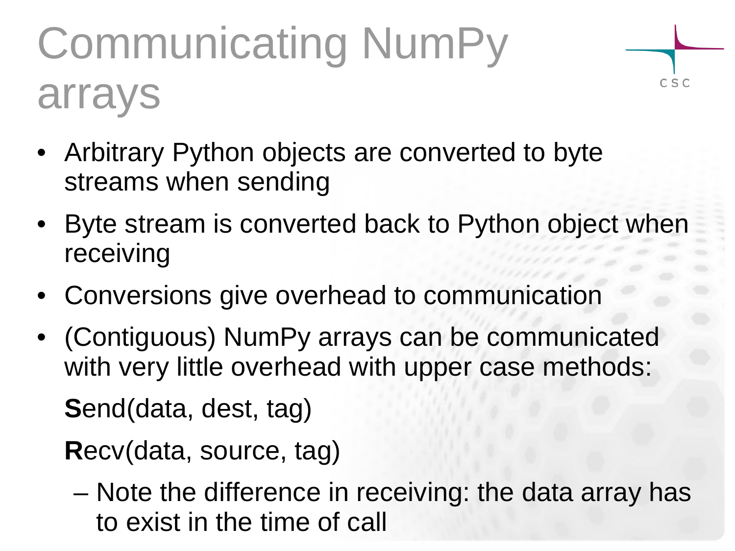# Communicating NumPy arrays

- Arbitrary Python objects are converted to byte streams when sending
- Byte stream is converted back to Python object when receiving
- Conversions give overhead to communication
- (Contiguous) NumPy arrays can be communicated with very little overhead with upper case methods:

  **S**end(data, dest, tag)

  **R**ecv(data, source, tag)

  – Note the difference in receiving: the data array has to exist in the time of call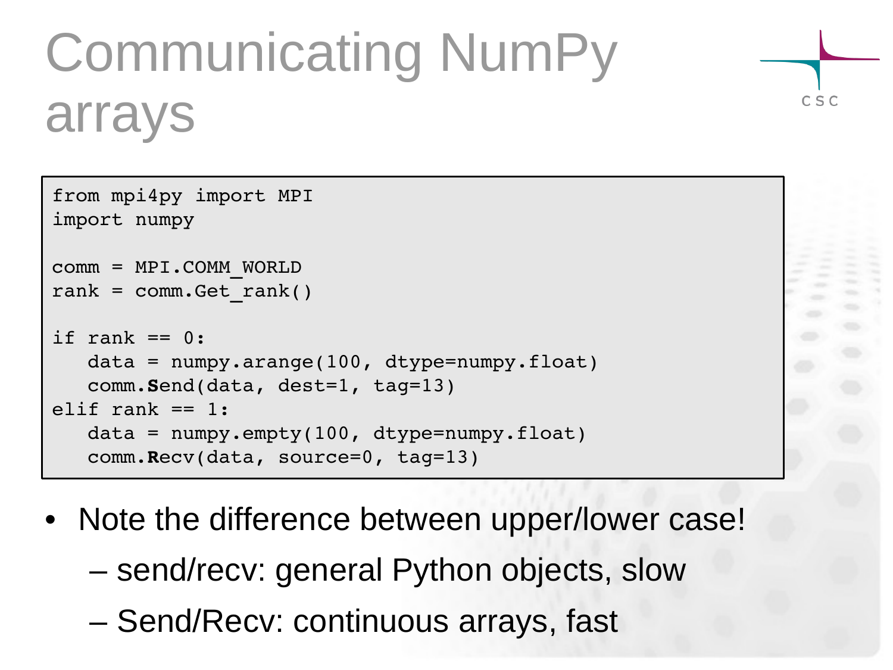# Communicating NumPy arrays

```
from mpi4py import MPI
import numpy

comm = MPI.COMM_WORLD
rank = comm.Get_rank()

if rank == 0:
   data = numpy.arange(100, dtype=numpy.float)
   comm.Send(data, dest=1, tag=13)
elif rank == 1:
   data = numpy.empty(100, dtype=numpy.float)
   comm.Recv(data, source=0, tag=13)
```

- Note the difference between upper/lower case!
  - send/recv: general Python objects, slow
  - Send/Recv: continuous arrays, fast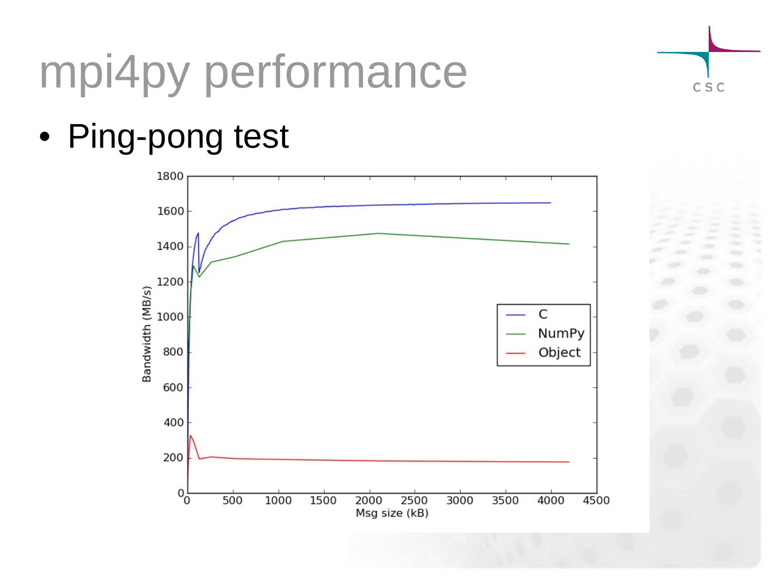# mpi4py performance

- Ping-pong test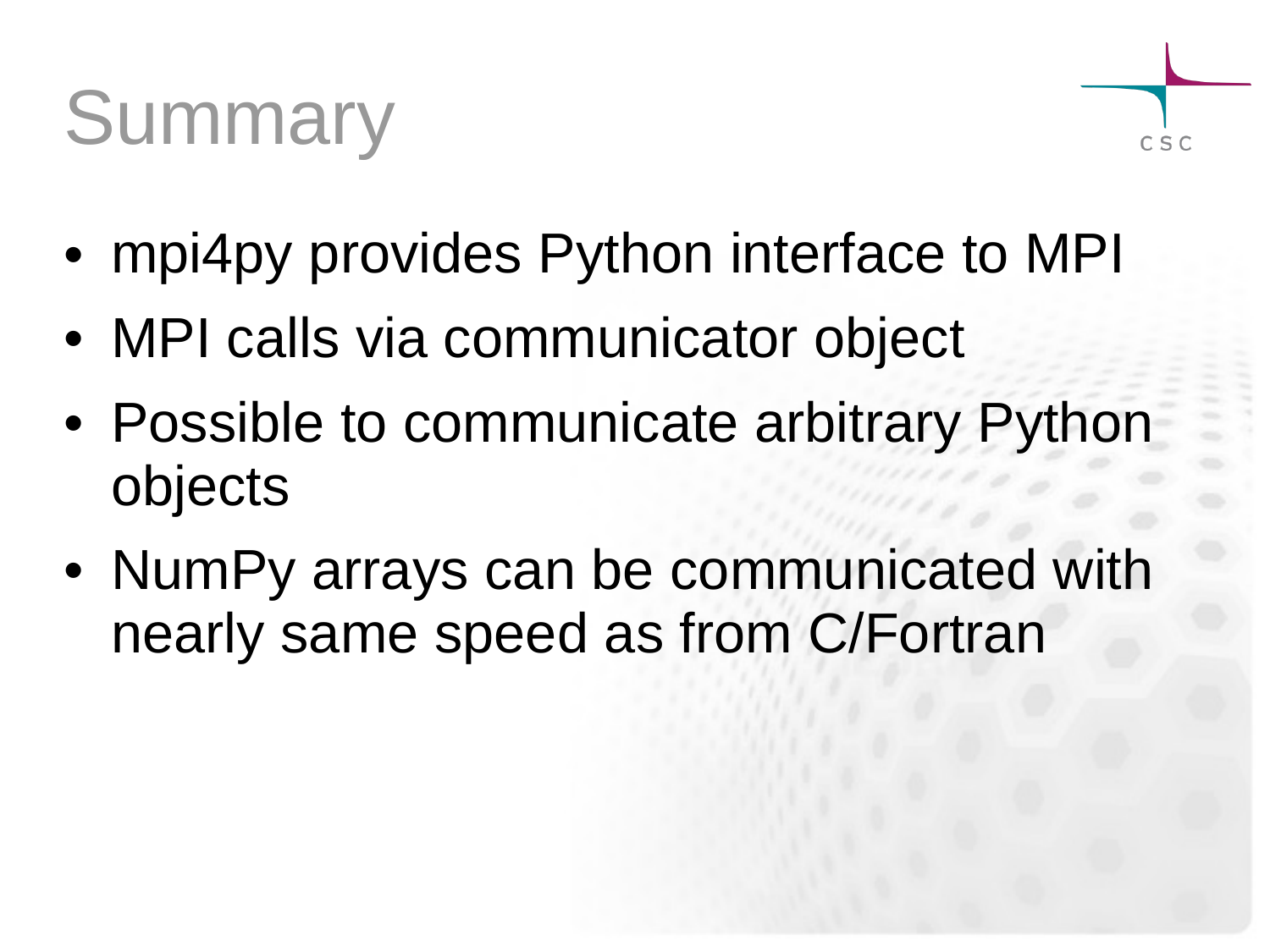# Summary

- mpi4py provides Python interface to MPI
- MPI calls via communicator object
- Possible to communicate arbitrary Python objects
- NumPy arrays can be communicated with nearly same speed as from C/Fortran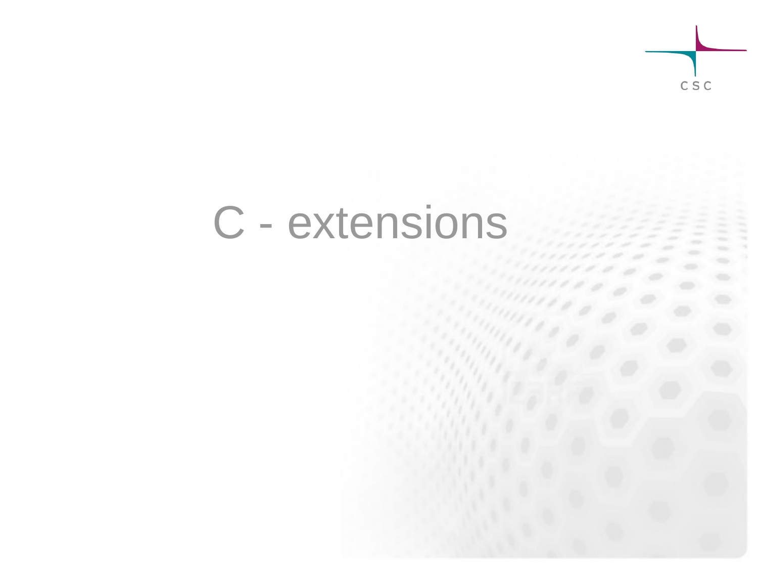# C - extensions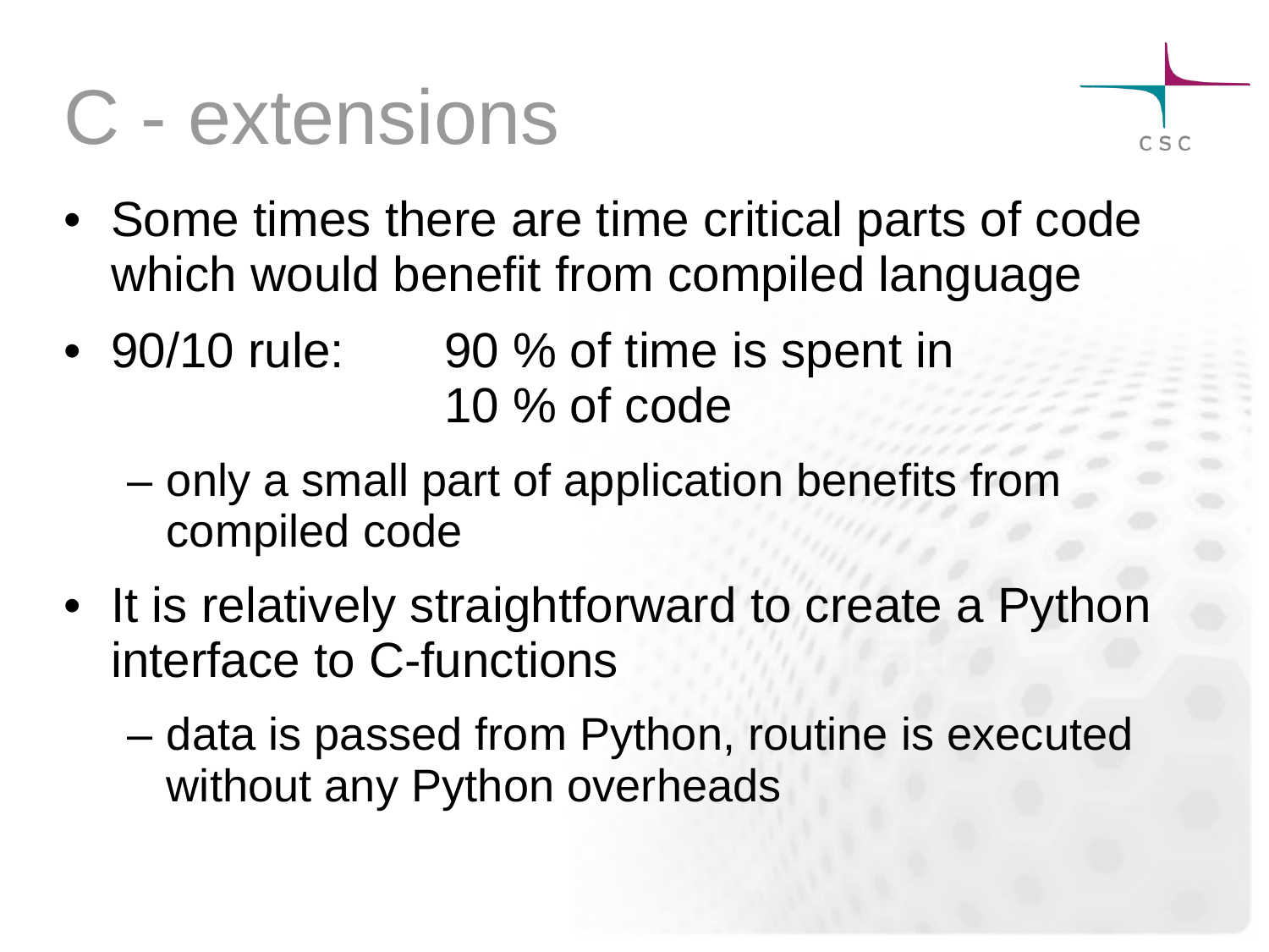# C - extensions

- Some times there are time critical parts of code which would benefit from compiled language
- 90/10 rule: 90 % of time is spent in 10 % of code
  - only a small part of application benefits from compiled code
- It is relatively straightforward to create a Python interface to C-functions
  - data is passed from Python, routine is executed without any Python overheads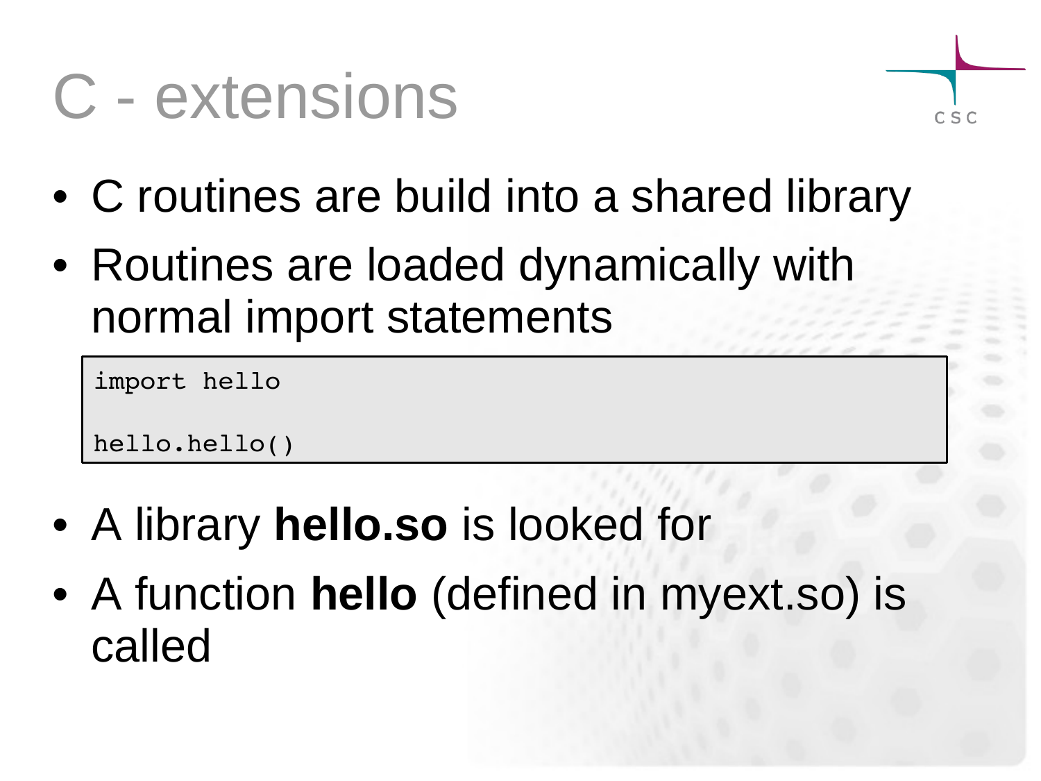# C - extensions

- C routines are build into a shared library
- Routines are loaded dynamically with normal import statements

```
import hello

hello.hello()
```

- A library **hello.so** is looked for
- A function **hello** (defined in myext.so) is called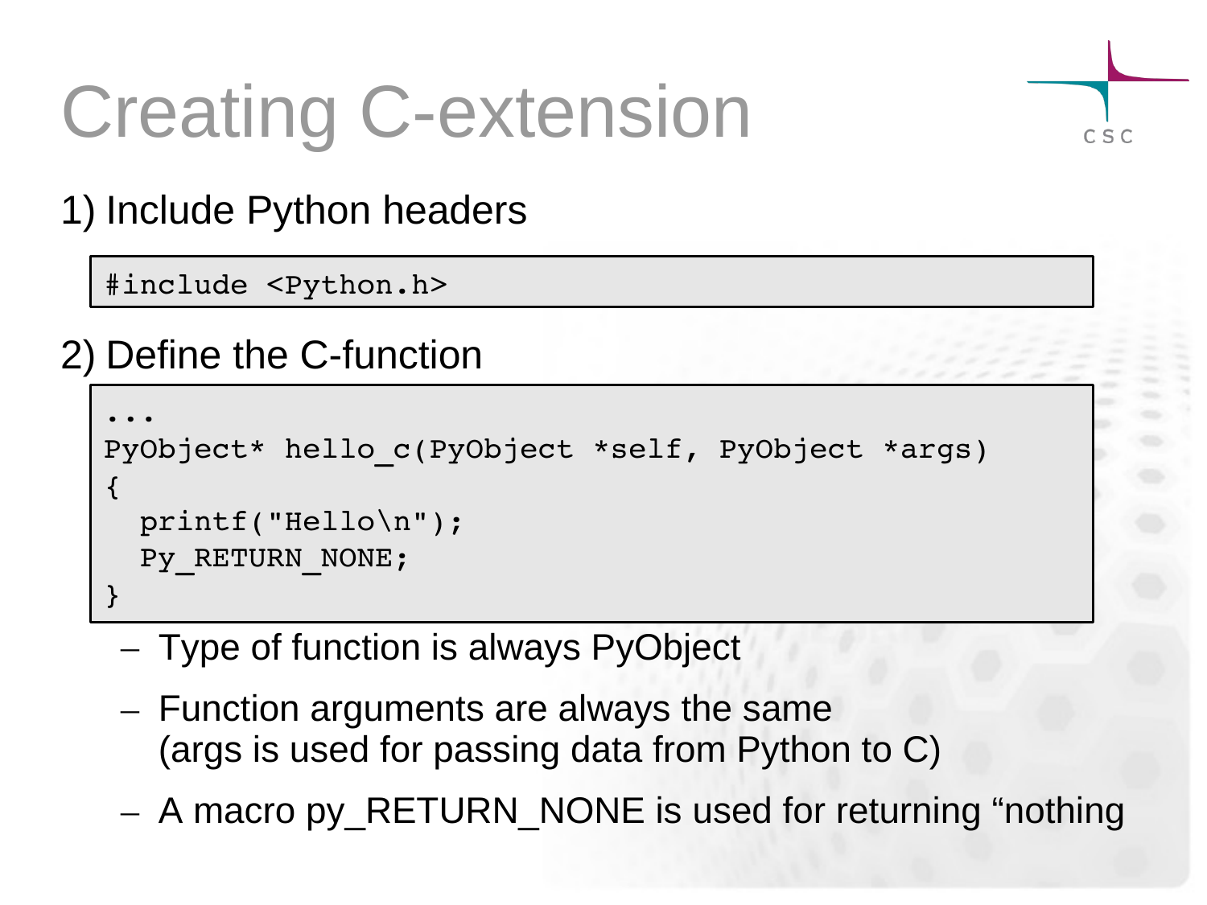# Creating C-extension

1) Include Python headers

```
#include <Python.h>
```

2) Define the C-function

```
...
PyObject* hello_c(PyObject *self, PyObject *args)
{
  printf("Hello\n");
  Py_RETURN_NONE;
}
```

- Type of function is always PyObject
- Function arguments are always the same
  (args is used for passing data from Python to C)
- A macro py_RETURN_NONE is used for returning “nothing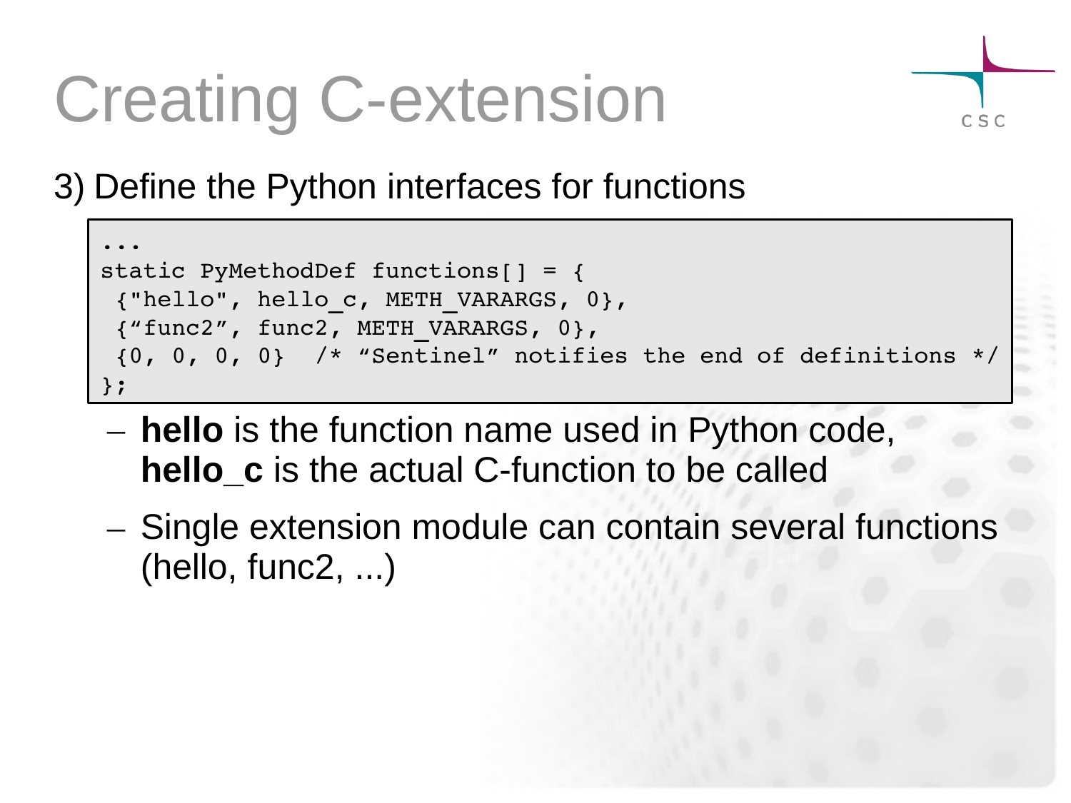# Creating C-extension

3) Define the Python interfaces for functions

```
...
static PyMethodDef functions[] = {
 {"hello", hello_c, METH_VARARGS, 0},
 {“func2”, func2, METH_VARARGS, 0},
 {0, 0, 0, 0}  /* “Sentinel” notifies the end of definitions */
};
```

- **hello** is the function name used in Python code, **hello_c** is the actual C-function to be called
- Single extension module can contain several functions (hello, func2, ...)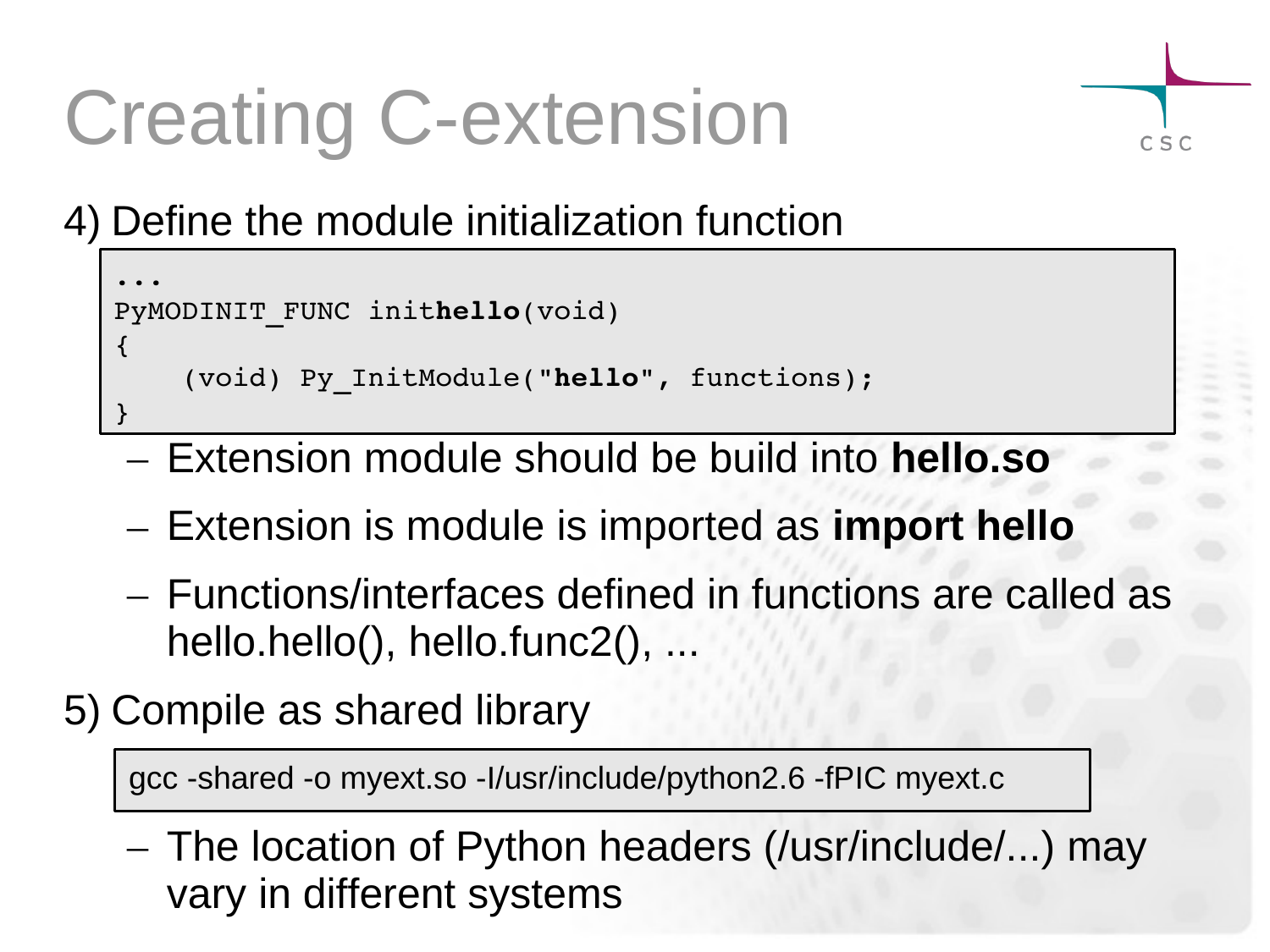# Creating C-extension

4) Define the module initialization function

```
...
PyMODINIT_FUNC inithello(void)
{
    (void) Py_InitModule("hello", functions);
}
```

- Extension module should be build into **hello.so**
- Extension is module is imported as **import hello**
- Functions/interfaces defined in functions are called as hello.hello(), hello.func2(), ...

5) Compile as shared library

```
gcc -shared -o myext.so -I/usr/include/python2.6 -fPIC myext.c
```

- The location of Python headers (/usr/include/...) may vary in different systems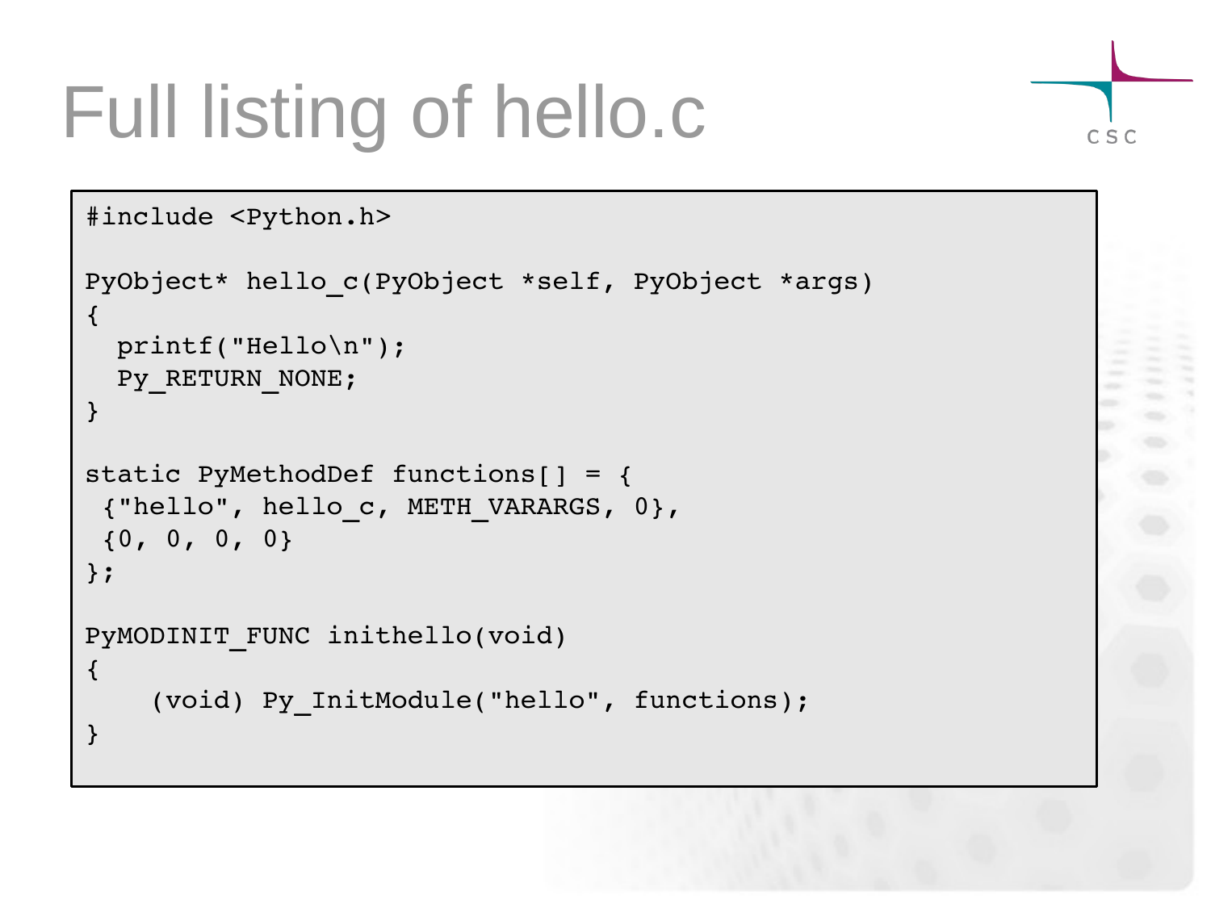# Full listing of hello.c

```c
#include <Python.h>

PyObject* hello_c(PyObject *self, PyObject *args)
{
  printf("Hello\n");
  Py_RETURN_NONE;
}

static PyMethodDef functions[] = {
 {"hello", hello_c, METH_VARARGS, 0},
 {0, 0, 0, 0}
};

PyMODINIT_FUNC inithello(void)
{
    (void) Py_InitModule("hello", functions);
}
```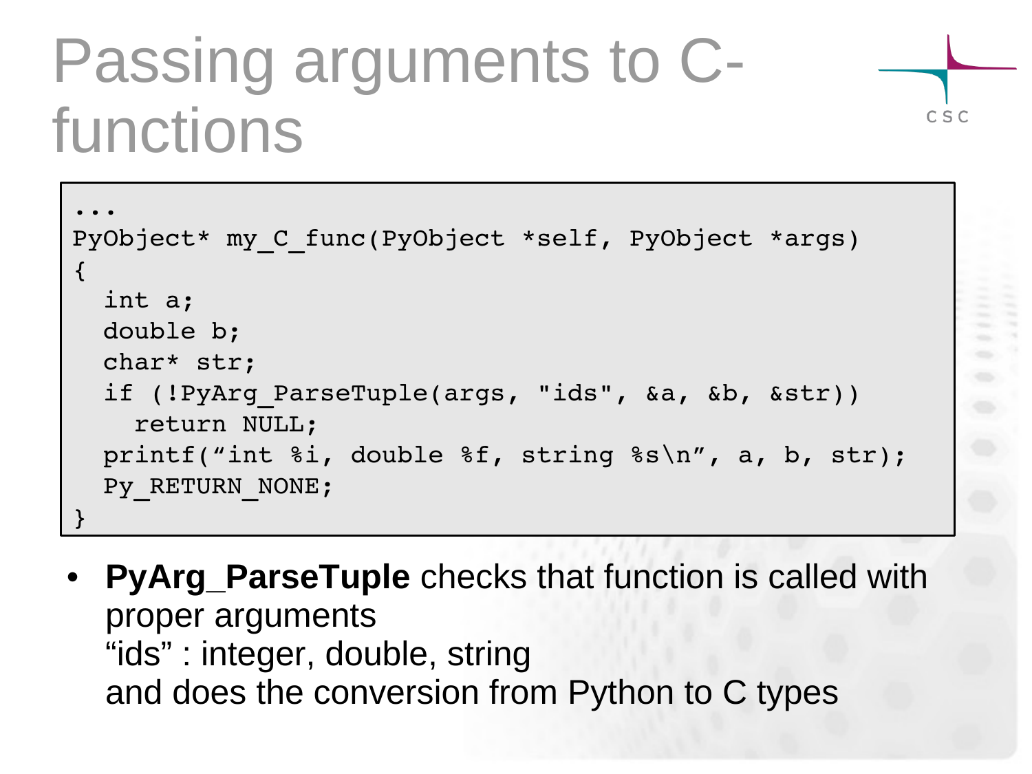# Passing arguments to C-functions

```
...
PyObject* my_C_func(PyObject *self, PyObject *args)
{
  int a;
  double b;
  char* str;
  if (!PyArg_ParseTuple(args, "ids", &a, &b, &str))
    return NULL;
  printf(“int %i, double %f, string %s\n”, a, b, str);
  Py_RETURN_NONE;
}
```

- **PyArg_ParseTuple** checks that function is called with proper arguments
  “ids” : integer, double, string
  and does the conversion from Python to C types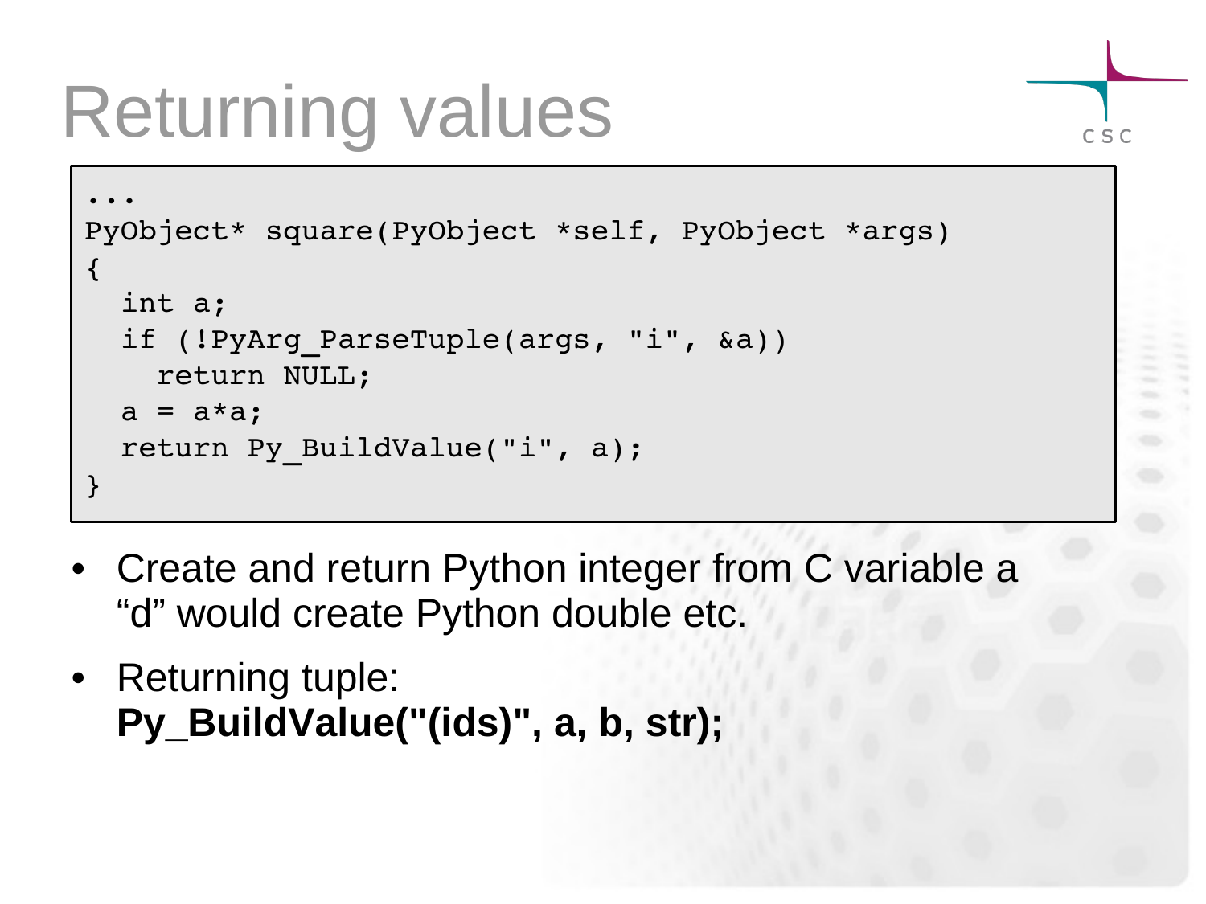# Returning values

```
...
PyObject* square(PyObject *self, PyObject *args)
{
  int a;
  if (!PyArg_ParseTuple(args, "i", &a))
    return NULL;
  a = a*a;
  return Py_BuildValue("i", a);
}
```

- Create and return Python integer from C variable a
  “d” would create Python double etc.
- Returning tuple:
  **Py_BuildValue("(ids)", a, b, str);**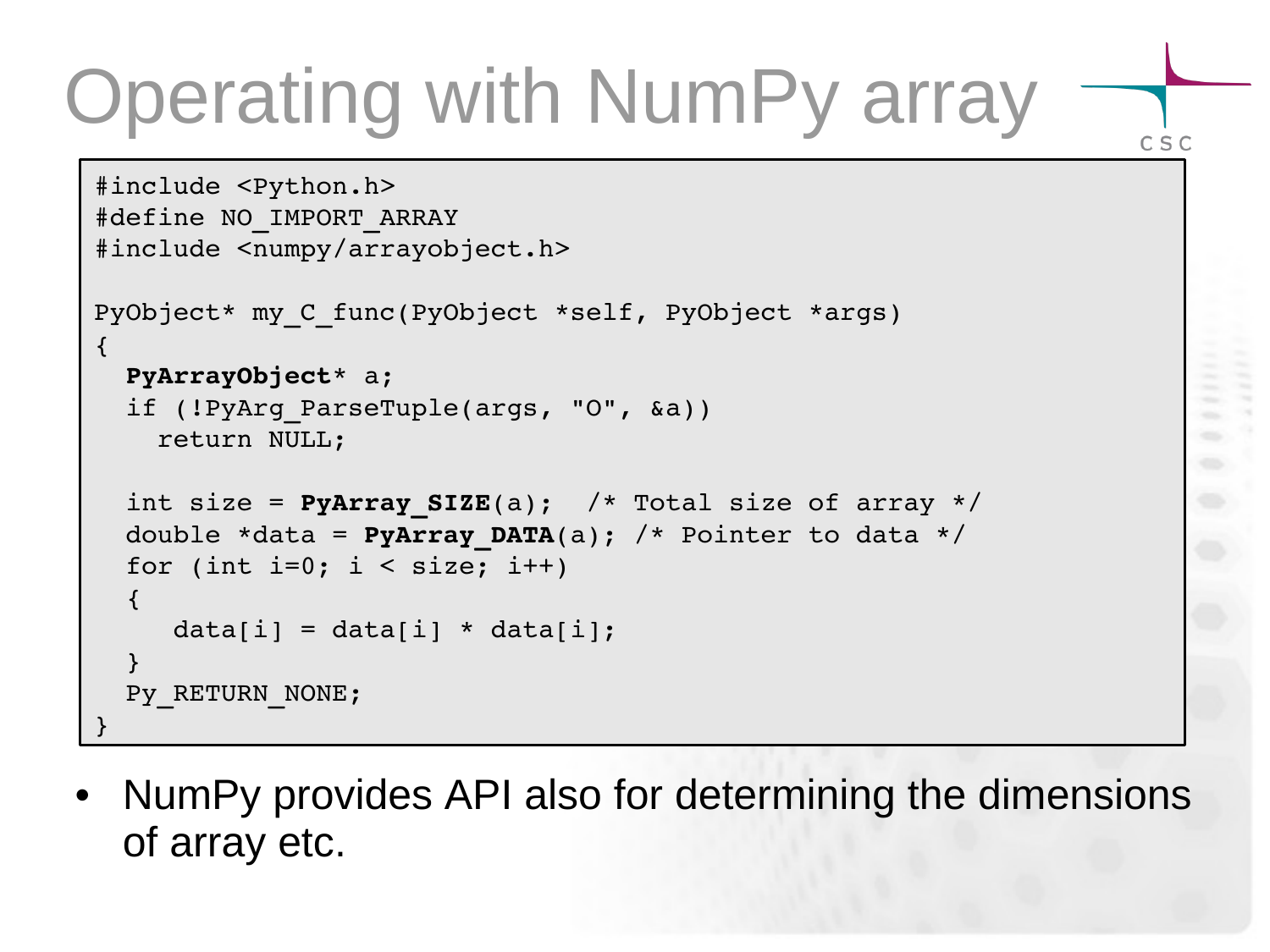# Operating with NumPy array

```
#include <Python.h>
#define NO_IMPORT_ARRAY
#include <numpy/arrayobject.h>

PyObject* my_C_func(PyObject *self, PyObject *args)
{
  PyArrayObject* a;
  if (!PyArg_ParseTuple(args, "O", &a))
    return NULL;

  int size = PyArray_SIZE(a);  /* Total size of array */
  double *data = PyArray_DATA(a); /* Pointer to data */
  for (int i=0; i < size; i++)
  {
     data[i] = data[i] * data[i];
  }
  Py_RETURN_NONE;
}
```

- NumPy provides API also for determining the dimensions of array etc.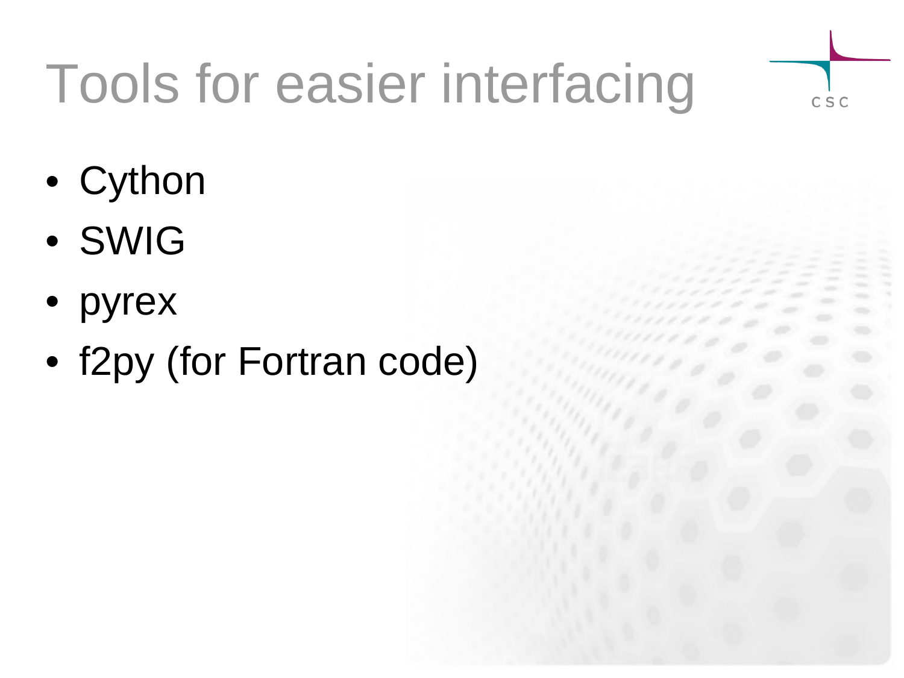# Tools for easier interfacing

- Cython
- SWIG
- pyrex
- f2py (for Fortran code)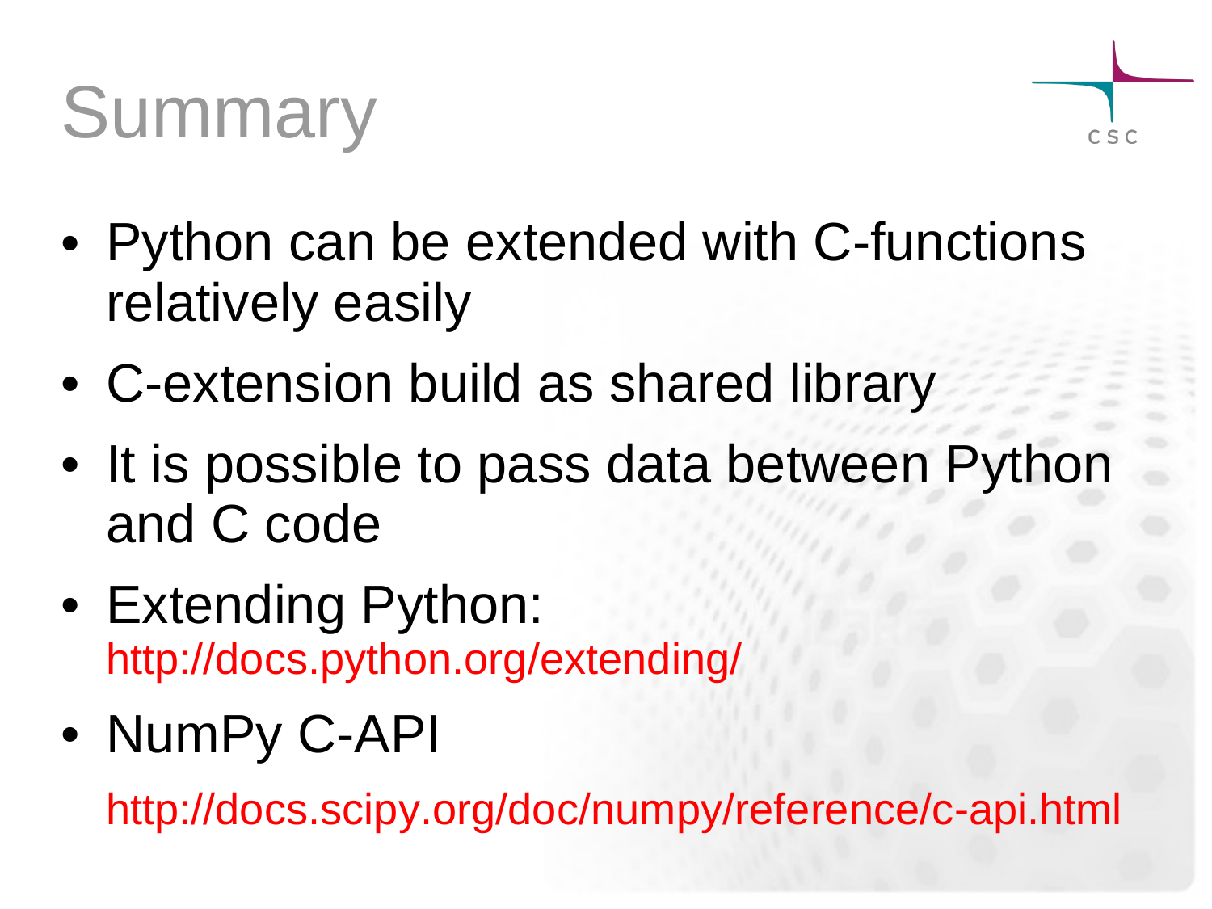# Summary

- Python can be extended with C-functions relatively easily
- C-extension build as shared library
- It is possible to pass data between Python and C code
- Extending Python:
  http://docs.python.org/extending/
- NumPy C-API

  http://docs.scipy.org/doc/numpy/reference/c-api.html